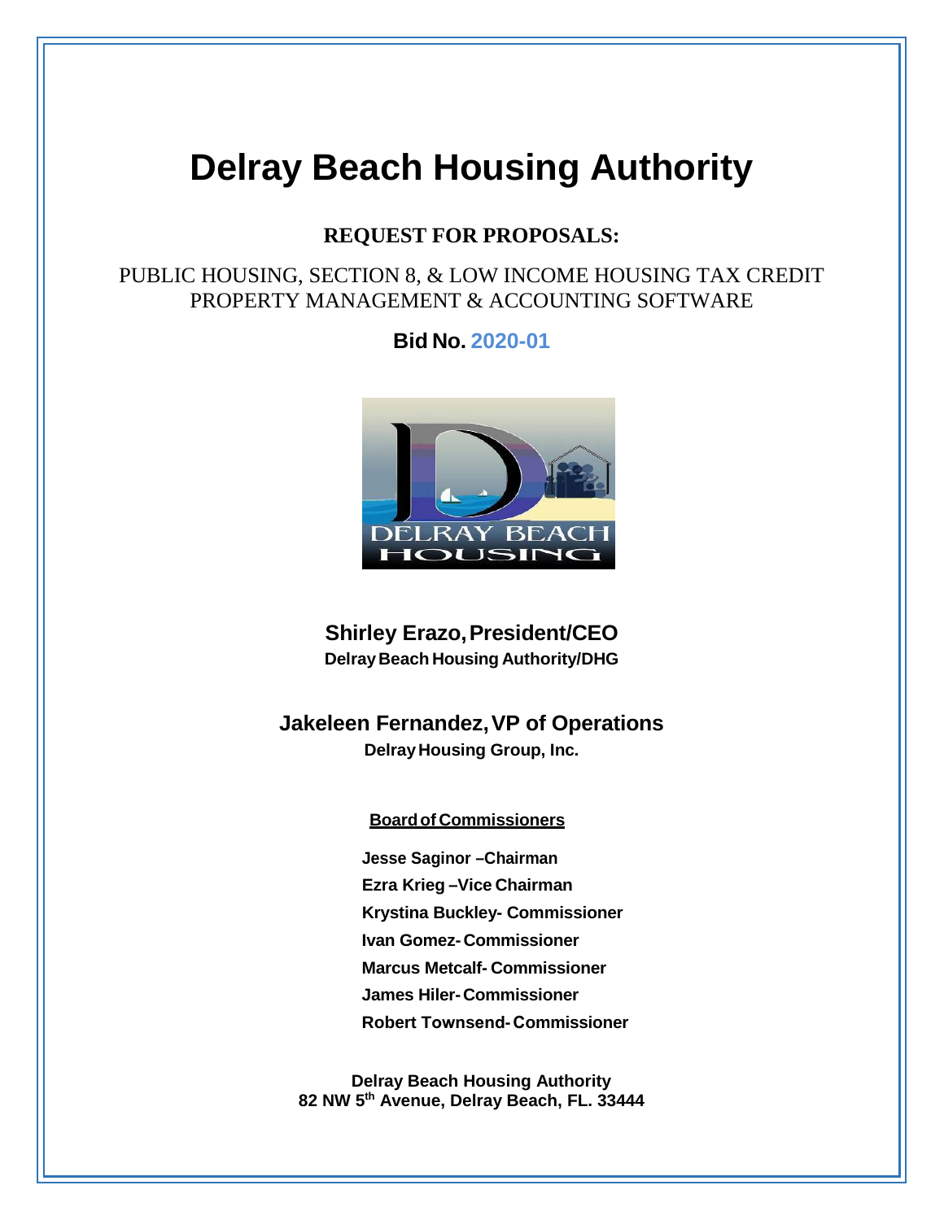# Delray Beach Housing Authority

**REQUEST FOR PROPOSALS:**

PUBLIC HOUSING, SECTION 8, & LOW INCOME HOUSING TAX CREDIT PROPERTY MANAGEMENT & ACCOUNTING SOFTWARE

**Bid No. 2020-01**

**Shirley Erazo, President/CEO**
**Delray Beach Housing Authority/DHG**

**Jakeleen Fernandez, VP of Operations**
**Delray Housing Group, Inc.**

**Board of Commissioners**

**Jesse Saginor –Chairman**
**Ezra Krieg –Vice Chairman**
**Krystina Buckley- Commissioner**
**Ivan Gomez- Commissioner**
**Marcus Metcalf- Commissioner**
**James Hiler- Commissioner**
**Robert Townsend- Commissioner**

**Delray Beach Housing Authority**
**82 NW 5th Avenue, Delray Beach, FL. 33444**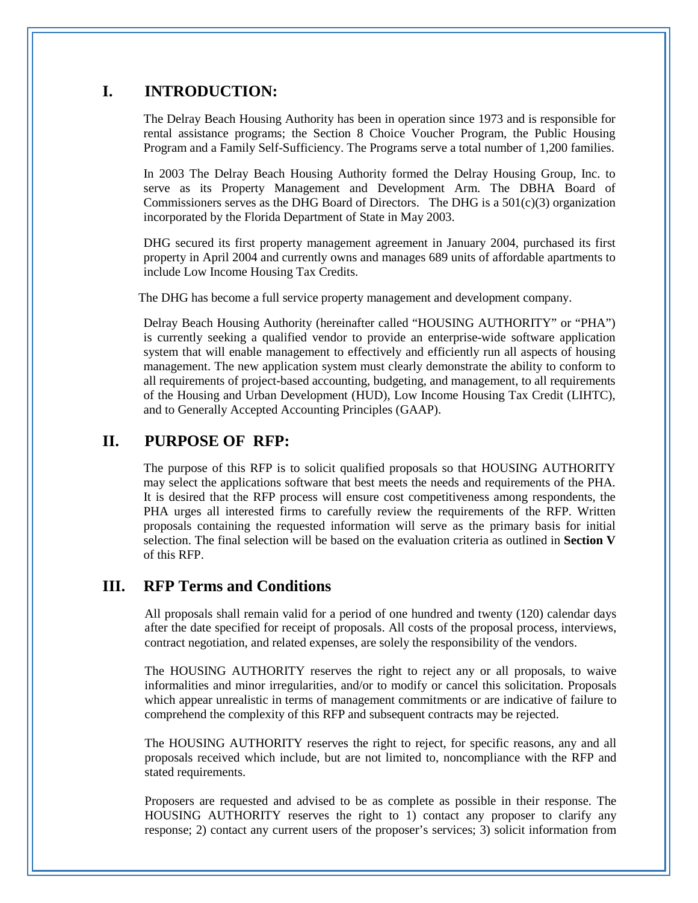## I. INTRODUCTION:

The Delray Beach Housing Authority has been in operation since 1973 and is responsible for rental assistance programs; the Section 8 Choice Voucher Program, the Public Housing Program and a Family Self-Sufficiency. The Programs serve a total number of 1,200 families.

In 2003 The Delray Beach Housing Authority formed the Delray Housing Group, Inc. to serve as its Property Management and Development Arm. The DBHA Board of Commissioners serves as the DHG Board of Directors. The DHG is a 501(c)(3) organization incorporated by the Florida Department of State in May 2003.

DHG secured its first property management agreement in January 2004, purchased its first property in April 2004 and currently owns and manages 689 units of affordable apartments to include Low Income Housing Tax Credits.

The DHG has become a full service property management and development company.

Delray Beach Housing Authority (hereinafter called "HOUSING AUTHORITY" or "PHA") is currently seeking a qualified vendor to provide an enterprise-wide software application system that will enable management to effectively and efficiently run all aspects of housing management. The new application system must clearly demonstrate the ability to conform to all requirements of project-based accounting, budgeting, and management, to all requirements of the Housing and Urban Development (HUD), Low Income Housing Tax Credit (LIHTC), and to Generally Accepted Accounting Principles (GAAP).

## II. PURPOSE OF RFP:

The purpose of this RFP is to solicit qualified proposals so that HOUSING AUTHORITY may select the applications software that best meets the needs and requirements of the PHA. It is desired that the RFP process will ensure cost competitiveness among respondents, the PHA urges all interested firms to carefully review the requirements of the RFP. Written proposals containing the requested information will serve as the primary basis for initial selection. The final selection will be based on the evaluation criteria as outlined in **Section V** of this RFP.

## III. RFP Terms and Conditions

All proposals shall remain valid for a period of one hundred and twenty (120) calendar days after the date specified for receipt of proposals. All costs of the proposal process, interviews, contract negotiation, and related expenses, are solely the responsibility of the vendors.

The HOUSING AUTHORITY reserves the right to reject any or all proposals, to waive informalities and minor irregularities, and/or to modify or cancel this solicitation. Proposals which appear unrealistic in terms of management commitments or are indicative of failure to comprehend the complexity of this RFP and subsequent contracts may be rejected.

The HOUSING AUTHORITY reserves the right to reject, for specific reasons, any and all proposals received which include, but are not limited to, noncompliance with the RFP and stated requirements.

Proposers are requested and advised to be as complete as possible in their response. The HOUSING AUTHORITY reserves the right to 1) contact any proposer to clarify any response; 2) contact any current users of the proposer's services; 3) solicit information from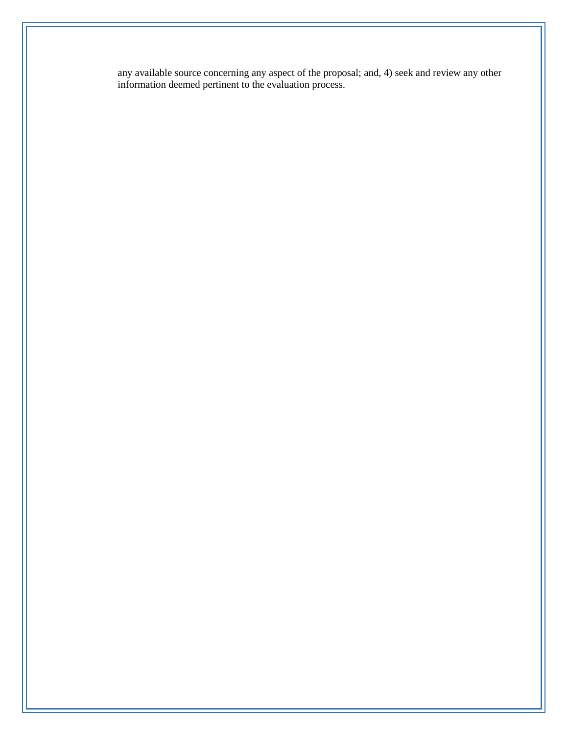any available source concerning any aspect of the proposal; and, 4) seek and review any other information deemed pertinent to the evaluation process.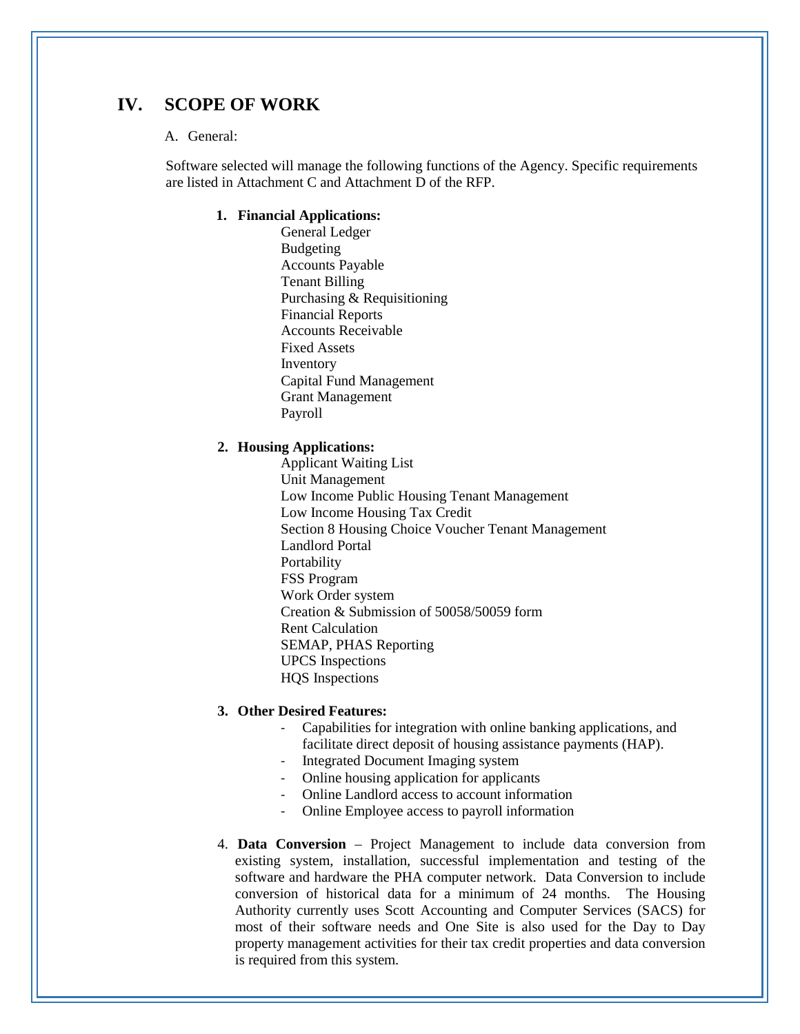# IV. SCOPE OF WORK

A. General:

Software selected will manage the following functions of the Agency. Specific requirements are listed in Attachment C and Attachment D of the RFP.

**1. Financial Applications:**

General Ledger
Budgeting
Accounts Payable
Tenant Billing
Purchasing & Requisitioning
Financial Reports
Accounts Receivable
Fixed Assets
Inventory
Capital Fund Management
Grant Management
Payroll

**2. Housing Applications:**

Applicant Waiting List
Unit Management
Low Income Public Housing Tenant Management
Low Income Housing Tax Credit
Section 8 Housing Choice Voucher Tenant Management
Landlord Portal
Portability
FSS Program
Work Order system
Creation & Submission of 50058/50059 form
Rent Calculation
SEMAP, PHAS Reporting
UPCS Inspections
HQS Inspections

**3. Other Desired Features:**

- Capabilities for integration with online banking applications, and facilitate direct deposit of housing assistance payments (HAP).
- Integrated Document Imaging system
- Online housing application for applicants
- Online Landlord access to account information
- Online Employee access to payroll information

4. **Data Conversion** – Project Management to include data conversion from existing system, installation, successful implementation and testing of the software and hardware the PHA computer network. Data Conversion to include conversion of historical data for a minimum of 24 months. The Housing Authority currently uses Scott Accounting and Computer Services (SACS) for most of their software needs and One Site is also used for the Day to Day property management activities for their tax credit properties and data conversion is required from this system.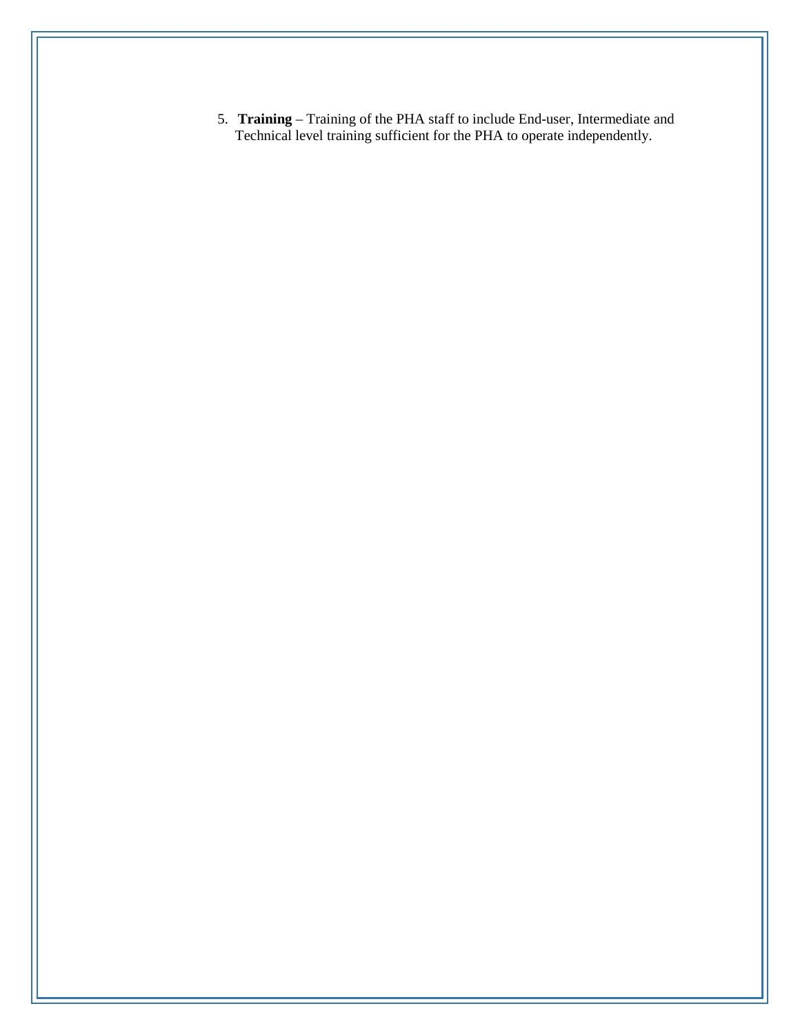5. **Training** – Training of the PHA staff to include End-user, Intermediate and Technical level training sufficient for the PHA to operate independently.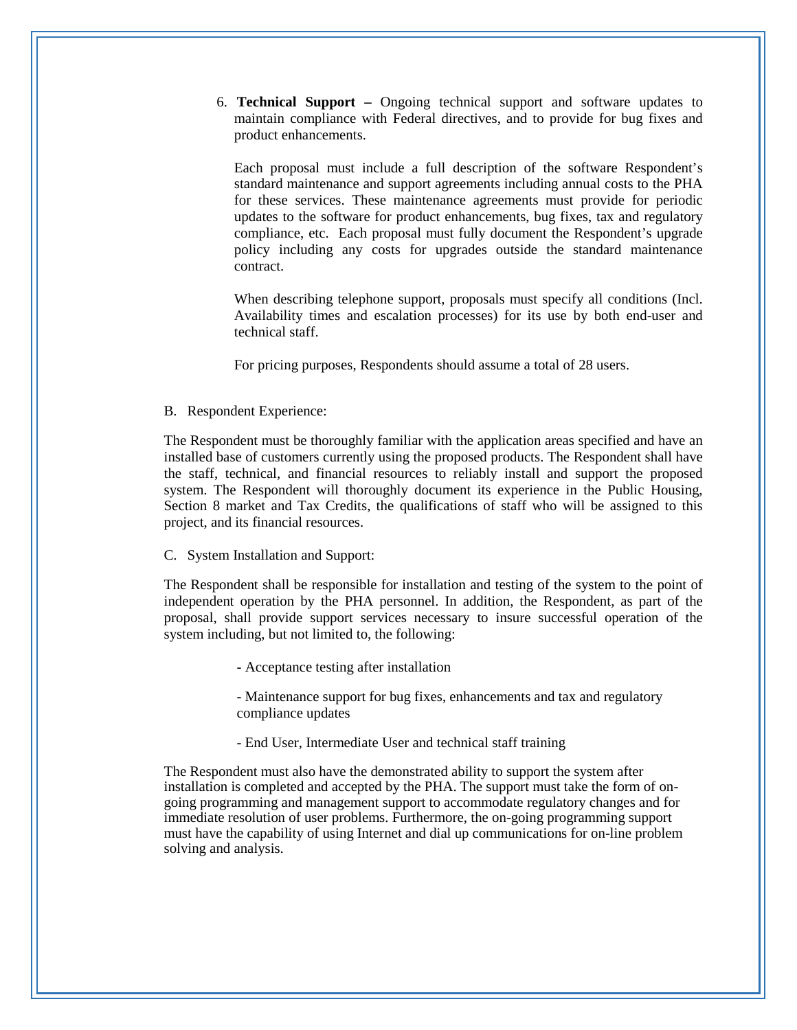6. **Technical Support –** Ongoing technical support and software updates to maintain compliance with Federal directives, and to provide for bug fixes and product enhancements.

   Each proposal must include a full description of the software Respondent's standard maintenance and support agreements including annual costs to the PHA for these services. These maintenance agreements must provide for periodic updates to the software for product enhancements, bug fixes, tax and regulatory compliance, etc. Each proposal must fully document the Respondent's upgrade policy including any costs for upgrades outside the standard maintenance contract.

   When describing telephone support, proposals must specify all conditions (Incl. Availability times and escalation processes) for its use by both end-user and technical staff.

   For pricing purposes, Respondents should assume a total of 28 users.

B. Respondent Experience:

The Respondent must be thoroughly familiar with the application areas specified and have an installed base of customers currently using the proposed products. The Respondent shall have the staff, technical, and financial resources to reliably install and support the proposed system. The Respondent will thoroughly document its experience in the Public Housing, Section 8 market and Tax Credits, the qualifications of staff who will be assigned to this project, and its financial resources.

C. System Installation and Support:

The Respondent shall be responsible for installation and testing of the system to the point of independent operation by the PHA personnel. In addition, the Respondent, as part of the proposal, shall provide support services necessary to insure successful operation of the system including, but not limited to, the following:

- Acceptance testing after installation
- Maintenance support for bug fixes, enhancements and tax and regulatory compliance updates
- End User, Intermediate User and technical staff training

The Respondent must also have the demonstrated ability to support the system after installation is completed and accepted by the PHA. The support must take the form of on-going programming and management support to accommodate regulatory changes and for immediate resolution of user problems. Furthermore, the on-going programming support must have the capability of using Internet and dial up communications for on-line problem solving and analysis.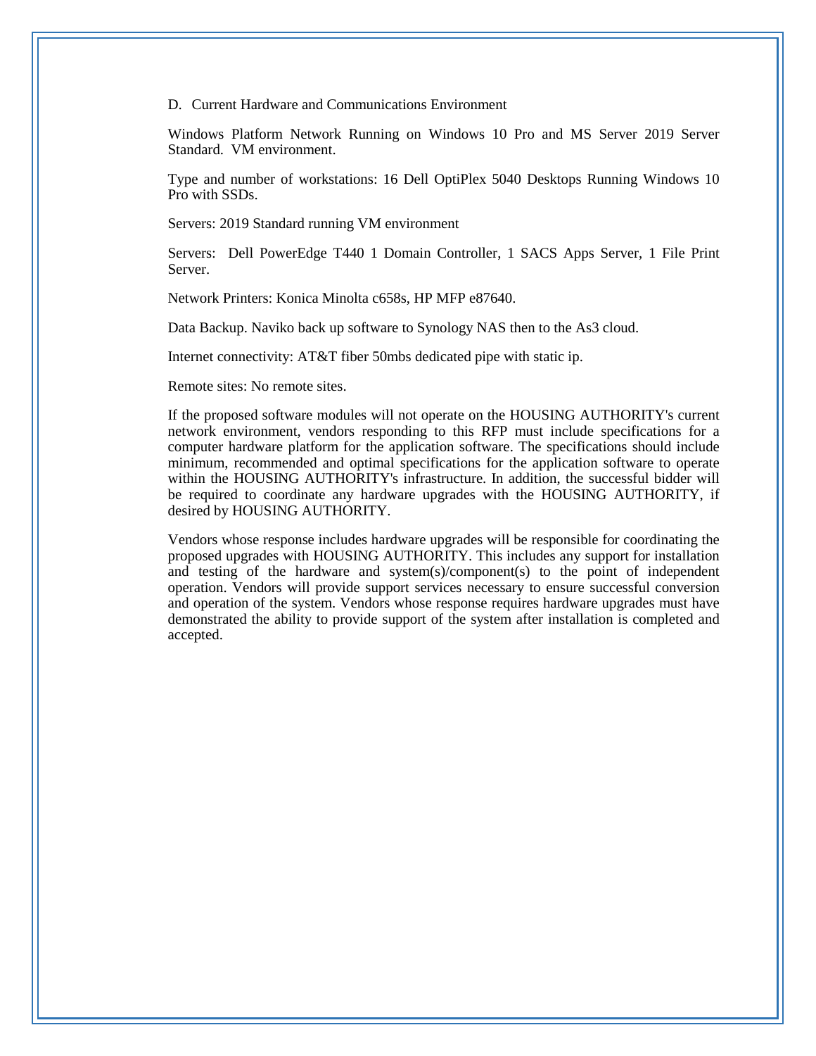D. Current Hardware and Communications Environment

Windows Platform Network Running on Windows 10 Pro and MS Server 2019 Server Standard. VM environment.

Type and number of workstations: 16 Dell OptiPlex 5040 Desktops Running Windows 10 Pro with SSDs.

Servers: 2019 Standard running VM environment

Servers: Dell PowerEdge T440 1 Domain Controller, 1 SACS Apps Server, 1 File Print Server.

Network Printers: Konica Minolta c658s, HP MFP e87640.

Data Backup. Naviko back up software to Synology NAS then to the As3 cloud.

Internet connectivity: AT&T fiber 50mbs dedicated pipe with static ip.

Remote sites: No remote sites.

If the proposed software modules will not operate on the HOUSING AUTHORITY's current network environment, vendors responding to this RFP must include specifications for a computer hardware platform for the application software. The specifications should include minimum, recommended and optimal specifications for the application software to operate within the HOUSING AUTHORITY's infrastructure. In addition, the successful bidder will be required to coordinate any hardware upgrades with the HOUSING AUTHORITY, if desired by HOUSING AUTHORITY.

Vendors whose response includes hardware upgrades will be responsible for coordinating the proposed upgrades with HOUSING AUTHORITY. This includes any support for installation and testing of the hardware and system(s)/component(s) to the point of independent operation. Vendors will provide support services necessary to ensure successful conversion and operation of the system. Vendors whose response requires hardware upgrades must have demonstrated the ability to provide support of the system after installation is completed and accepted.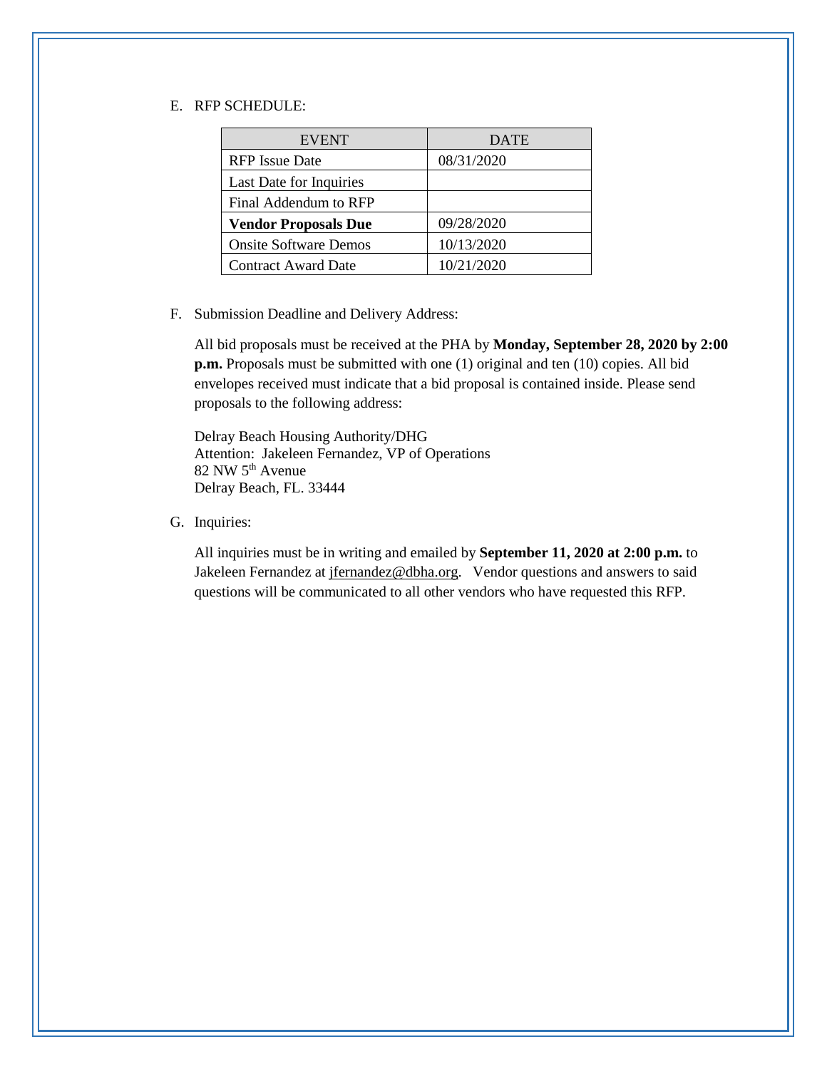E. RFP SCHEDULE:

| EVENT | DATE |
| --- | --- |
| RFP Issue Date | 08/31/2020 |
| Last Date for Inquiries | |
| Final Addendum to RFP | |
| **Vendor Proposals Due** | 09/28/2020 |
| Onsite Software Demos | 10/13/2020 |
| Contract Award Date | 10/21/2020 |

F. Submission Deadline and Delivery Address:

All bid proposals must be received at the PHA by **Monday, September 28, 2020 by 2:00 p.m.** Proposals must be submitted with one (1) original and ten (10) copies. All bid envelopes received must indicate that a bid proposal is contained inside. Please send proposals to the following address:

Delray Beach Housing Authority/DHG
Attention: Jakeleen Fernandez, VP of Operations
82 NW 5th Avenue
Delray Beach, FL. 33444

G. Inquiries:

All inquiries must be in writing and emailed by **September 11, 2020 at 2:00 p.m.** to Jakeleen Fernandez at jfernandez@dbha.org. Vendor questions and answers to said questions will be communicated to all other vendors who have requested this RFP.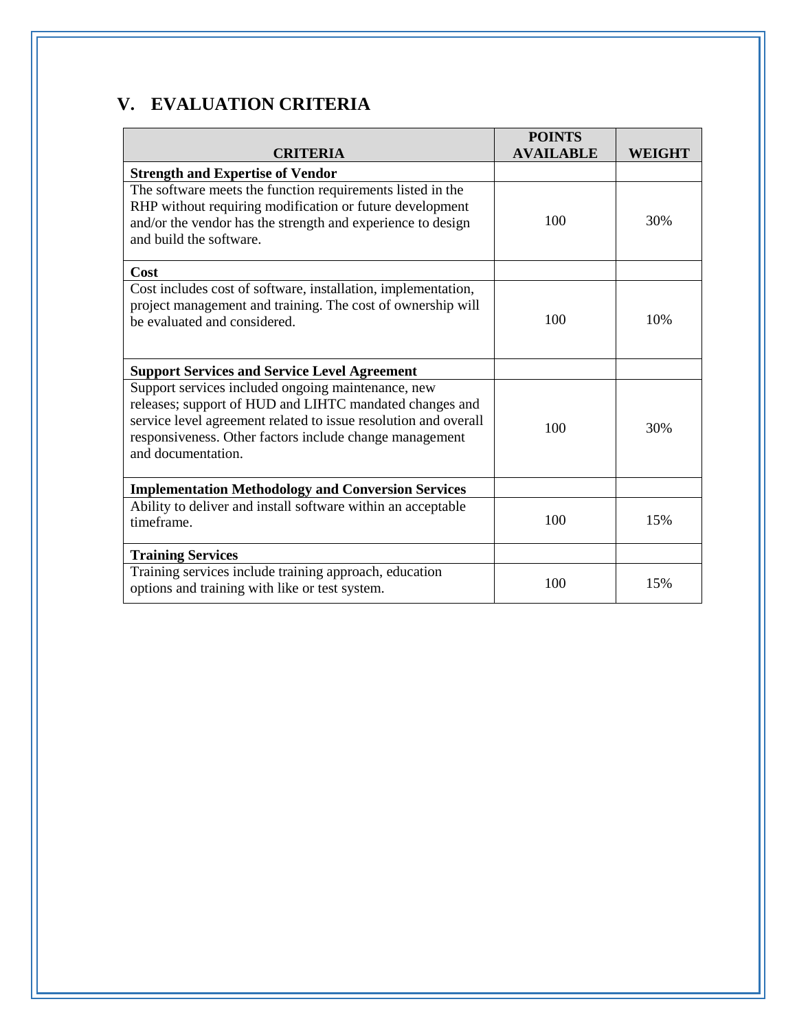## V. EVALUATION CRITERIA

| CRITERIA | POINTS AVAILABLE | WEIGHT |
|---|---|---|
| **Strength and Expertise of Vendor** | | |
| The software meets the function requirements listed in the RHP without requiring modification or future development and/or the vendor has the strength and experience to design and build the software. | 100 | 30% |
| **Cost** | | |
| Cost includes cost of software, installation, implementation, project management and training. The cost of ownership will be evaluated and considered. | 100 | 10% |
| **Support Services and Service Level Agreement** | | |
| Support services included ongoing maintenance, new releases; support of HUD and LIHTC mandated changes and service level agreement related to issue resolution and overall responsiveness. Other factors include change management and documentation. | 100 | 30% |
| **Implementation Methodology and Conversion Services** | | |
| Ability to deliver and install software within an acceptable timeframe. | 100 | 15% |
| **Training Services** | | |
| Training services include training approach, education options and training with like or test system. | 100 | 15% |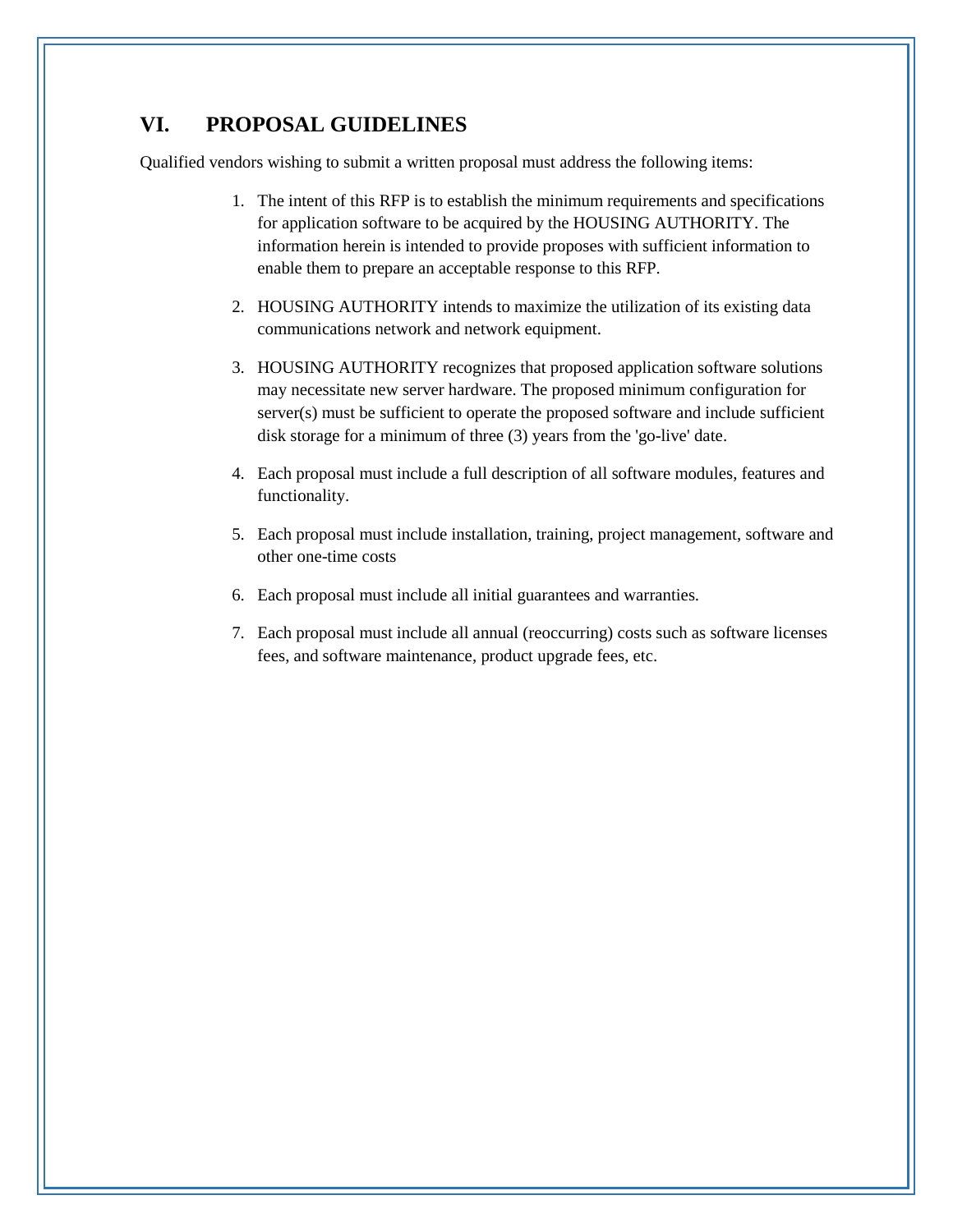## VI. PROPOSAL GUIDELINES

Qualified vendors wishing to submit a written proposal must address the following items:

1. The intent of this RFP is to establish the minimum requirements and specifications for application software to be acquired by the HOUSING AUTHORITY. The information herein is intended to provide proposes with sufficient information to enable them to prepare an acceptable response to this RFP.

2. HOUSING AUTHORITY intends to maximize the utilization of its existing data communications network and network equipment.

3. HOUSING AUTHORITY recognizes that proposed application software solutions may necessitate new server hardware. The proposed minimum configuration for server(s) must be sufficient to operate the proposed software and include sufficient disk storage for a minimum of three (3) years from the 'go-live' date.

4. Each proposal must include a full description of all software modules, features and functionality.

5. Each proposal must include installation, training, project management, software and other one-time costs

6. Each proposal must include all initial guarantees and warranties.

7. Each proposal must include all annual (reoccurring) costs such as software licenses fees, and software maintenance, product upgrade fees, etc.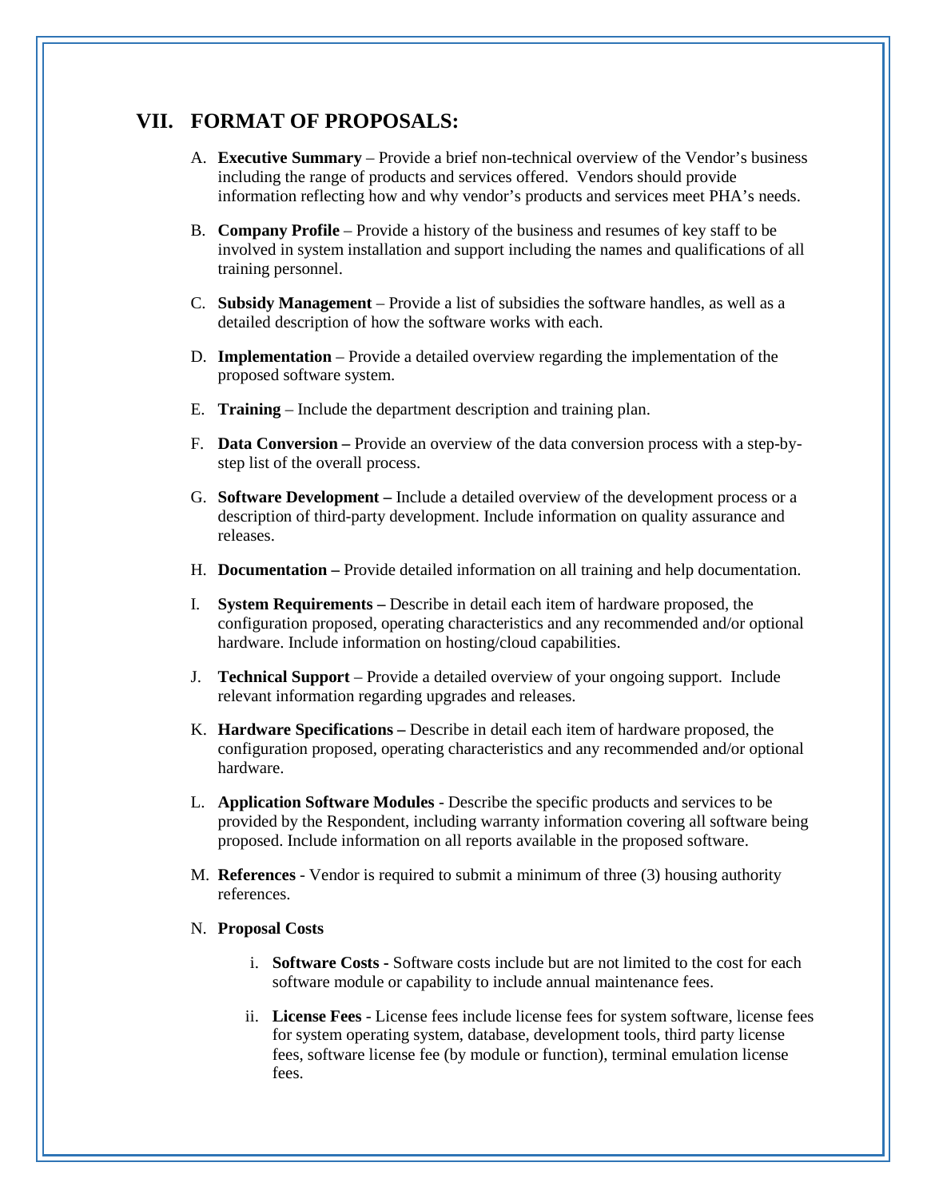## VII. FORMAT OF PROPOSALS:

A. **Executive Summary** – Provide a brief non-technical overview of the Vendor's business including the range of products and services offered. Vendors should provide information reflecting how and why vendor's products and services meet PHA's needs.

B. **Company Profile** – Provide a history of the business and resumes of key staff to be involved in system installation and support including the names and qualifications of all training personnel.

C. **Subsidy Management** – Provide a list of subsidies the software handles, as well as a detailed description of how the software works with each.

D. **Implementation** – Provide a detailed overview regarding the implementation of the proposed software system.

E. **Training** – Include the department description and training plan.

F. **Data Conversion –** Provide an overview of the data conversion process with a step-by-step list of the overall process.

G. **Software Development –** Include a detailed overview of the development process or a description of third-party development. Include information on quality assurance and releases.

H. **Documentation –** Provide detailed information on all training and help documentation.

I. **System Requirements –** Describe in detail each item of hardware proposed, the configuration proposed, operating characteristics and any recommended and/or optional hardware. Include information on hosting/cloud capabilities.

J. **Technical Support** – Provide a detailed overview of your ongoing support. Include relevant information regarding upgrades and releases.

K. **Hardware Specifications –** Describe in detail each item of hardware proposed, the configuration proposed, operating characteristics and any recommended and/or optional hardware.

L. **Application Software Modules** - Describe the specific products and services to be provided by the Respondent, including warranty information covering all software being proposed. Include information on all reports available in the proposed software.

M. **References** - Vendor is required to submit a minimum of three (3) housing authority references.

N. **Proposal Costs**

   i. **Software Costs -** Software costs include but are not limited to the cost for each software module or capability to include annual maintenance fees.

   ii. **License Fees** - License fees include license fees for system software, license fees for system operating system, database, development tools, third party license fees, software license fee (by module or function), terminal emulation license fees.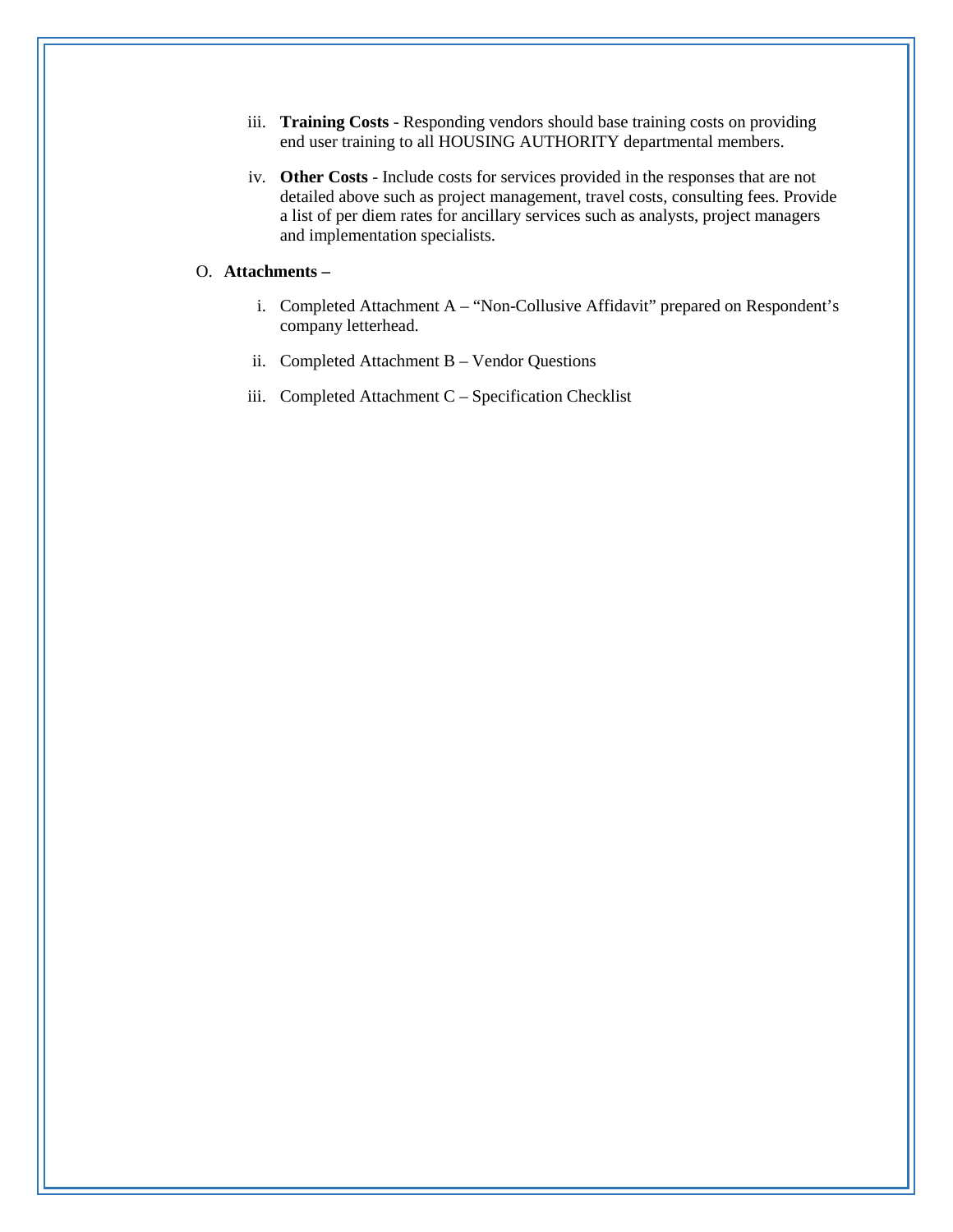iii. **Training Costs** - Responding vendors should base training costs on providing end user training to all HOUSING AUTHORITY departmental members.

iv. **Other Costs** - Include costs for services provided in the responses that are not detailed above such as project management, travel costs, consulting fees. Provide a list of per diem rates for ancillary services such as analysts, project managers and implementation specialists.

O. **Attachments –**

i. Completed Attachment A – "Non-Collusive Affidavit" prepared on Respondent's company letterhead.

ii. Completed Attachment B – Vendor Questions

iii. Completed Attachment C – Specification Checklist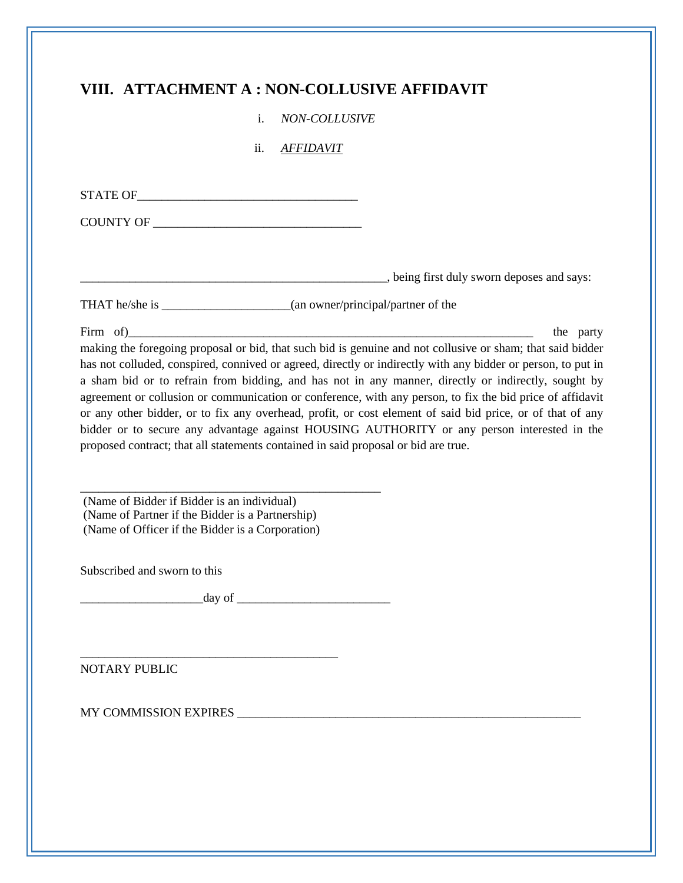# VIII. ATTACHMENT A : NON-COLLUSIVE AFFIDAVIT

i. *NON-COLLUSIVE*

ii. *AFFIDAVIT*

STATE OF___________________________________

COUNTY OF _________________________________

__________________________________________________, being first duly sworn deposes and says:

THAT he/she is ____________________(an owner/principal/partner of the

Firm of)_________________________________________________________________ the party making the foregoing proposal or bid, that such bid is genuine and not collusive or sham; that said bidder has not colluded, conspired, connived or agreed, directly or indirectly with any bidder or person, to put in a sham bid or to refrain from bidding, and has not in any manner, directly or indirectly, sought by agreement or collusion or communication or conference, with any person, to fix the bid price of affidavit or any other bidder, or to fix any overhead, profit, or cost element of said bid price, or of that of any bidder or to secure any advantage against HOUSING AUTHORITY or any person interested in the proposed contract; that all statements contained in said proposal or bid are true.

_________________________________________________

(Name of Bidder if Bidder is an individual)
(Name of Partner if the Bidder is a Partnership)
(Name of Officer if the Bidder is a Corporation)

Subscribed and sworn to this

____________________day of _________________________

__________________________________________

NOTARY PUBLIC

MY COMMISSION EXPIRES ________________________________________________________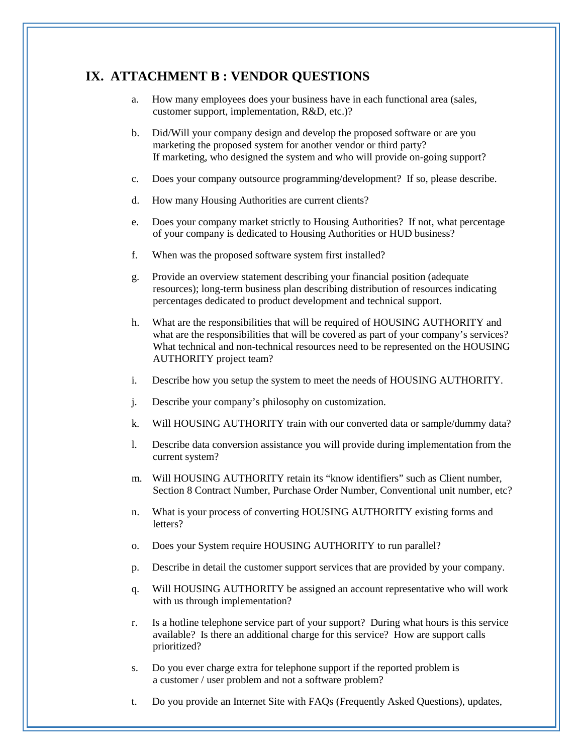## IX. ATTACHMENT B : VENDOR QUESTIONS

a. How many employees does your business have in each functional area (sales, customer support, implementation, R&D, etc.)?

b. Did/Will your company design and develop the proposed software or are you marketing the proposed system for another vendor or third party? If marketing, who designed the system and who will provide on-going support?

c. Does your company outsource programming/development? If so, please describe.

d. How many Housing Authorities are current clients?

e. Does your company market strictly to Housing Authorities? If not, what percentage of your company is dedicated to Housing Authorities or HUD business?

f. When was the proposed software system first installed?

g. Provide an overview statement describing your financial position (adequate resources); long-term business plan describing distribution of resources indicating percentages dedicated to product development and technical support.

h. What are the responsibilities that will be required of HOUSING AUTHORITY and what are the responsibilities that will be covered as part of your company's services? What technical and non-technical resources need to be represented on the HOUSING AUTHORITY project team?

i. Describe how you setup the system to meet the needs of HOUSING AUTHORITY.

j. Describe your company's philosophy on customization.

k. Will HOUSING AUTHORITY train with our converted data or sample/dummy data?

l. Describe data conversion assistance you will provide during implementation from the current system?

m. Will HOUSING AUTHORITY retain its "know identifiers" such as Client number, Section 8 Contract Number, Purchase Order Number, Conventional unit number, etc?

n. What is your process of converting HOUSING AUTHORITY existing forms and letters?

o. Does your System require HOUSING AUTHORITY to run parallel?

p. Describe in detail the customer support services that are provided by your company.

q. Will HOUSING AUTHORITY be assigned an account representative who will work with us through implementation?

r. Is a hotline telephone service part of your support? During what hours is this service available? Is there an additional charge for this service? How are support calls prioritized?

s. Do you ever charge extra for telephone support if the reported problem is a customer / user problem and not a software problem?

t. Do you provide an Internet Site with FAQs (Frequently Asked Questions), updates,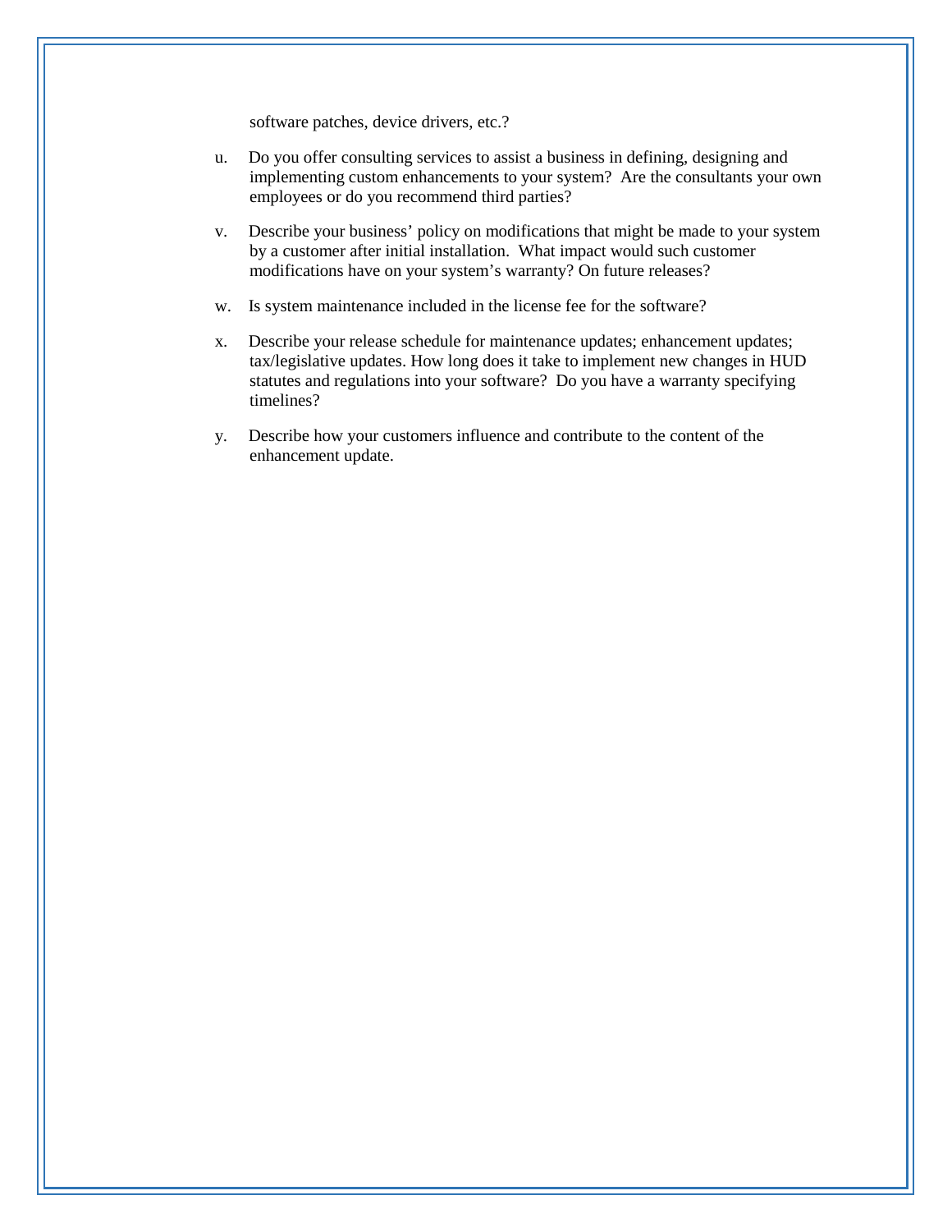software patches, device drivers, etc.?

u. Do you offer consulting services to assist a business in defining, designing and implementing custom enhancements to your system? Are the consultants your own employees or do you recommend third parties?

v. Describe your business' policy on modifications that might be made to your system by a customer after initial installation. What impact would such customer modifications have on your system's warranty? On future releases?

w. Is system maintenance included in the license fee for the software?

x. Describe your release schedule for maintenance updates; enhancement updates; tax/legislative updates. How long does it take to implement new changes in HUD statutes and regulations into your software? Do you have a warranty specifying timelines?

y. Describe how your customers influence and contribute to the content of the enhancement update.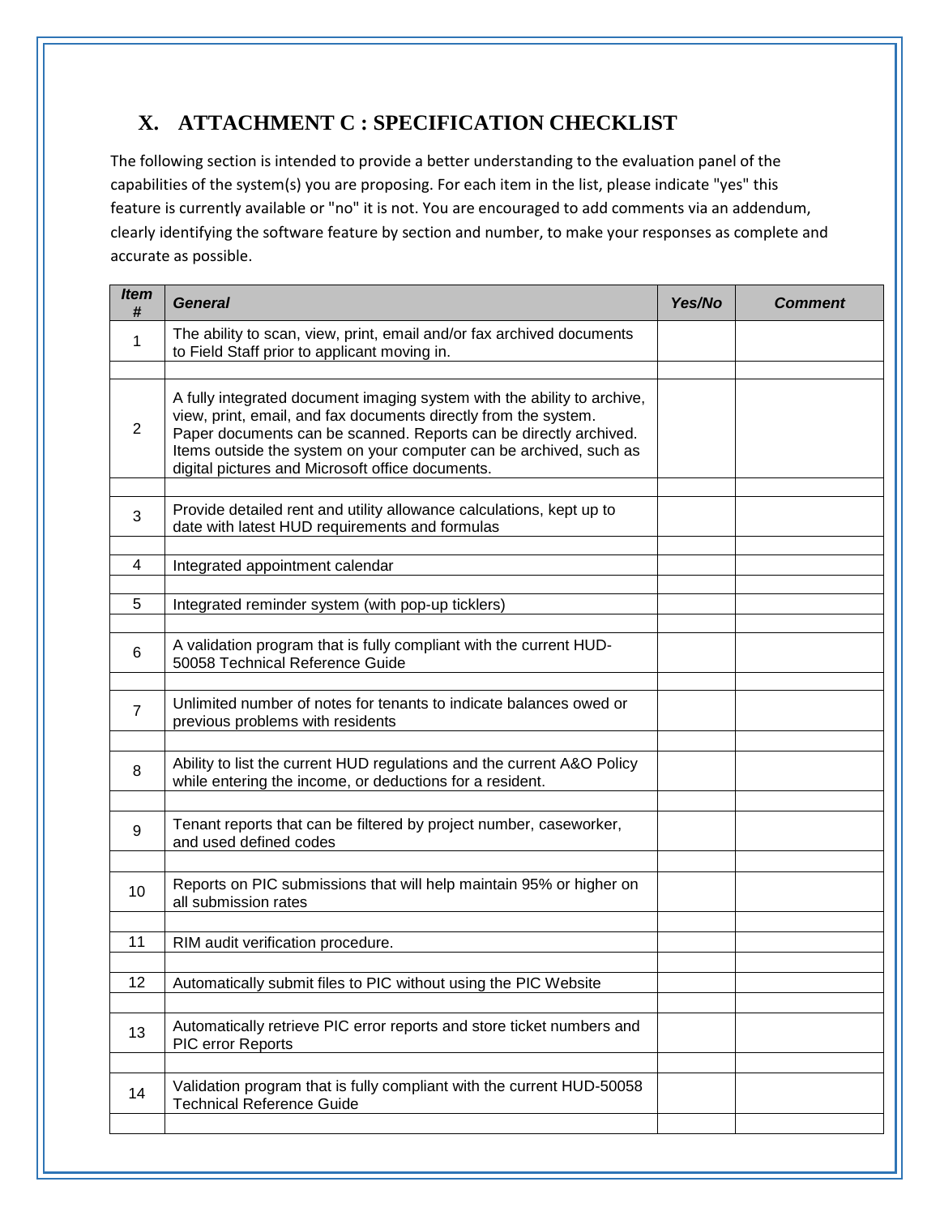## X. ATTACHMENT C : SPECIFICATION CHECKLIST

The following section is intended to provide a better understanding to the evaluation panel of the capabilities of the system(s) you are proposing. For each item in the list, please indicate "yes" this feature is currently available or "no" it is not. You are encouraged to add comments via an addendum, clearly identifying the software feature by section and number, to make your responses as complete and accurate as possible.

| *Item #* | *General* | *Yes/No* | *Comment* |
|---|---|---|---|
| 1 | The ability to scan, view, print, email and/or fax archived documents to Field Staff prior to applicant moving in. | | |
| | | | |
| 2 | A fully integrated document imaging system with the ability to archive, view, print, email, and fax documents directly from the system. Paper documents can be scanned. Reports can be directly archived. Items outside the system on your computer can be archived, such as digital pictures and Microsoft office documents. | | |
| | | | |
| 3 | Provide detailed rent and utility allowance calculations, kept up to date with latest HUD requirements and formulas | | |
| | | | |
| 4 | Integrated appointment calendar | | |
| | | | |
| 5 | Integrated reminder system (with pop-up ticklers) | | |
| | | | |
| 6 | A validation program that is fully compliant with the current HUD-50058 Technical Reference Guide | | |
| | | | |
| 7 | Unlimited number of notes for tenants to indicate balances owed or previous problems with residents | | |
| | | | |
| 8 | Ability to list the current HUD regulations and the current A&O Policy while entering the income, or deductions for a resident. | | |
| | | | |
| 9 | Tenant reports that can be filtered by project number, caseworker, and used defined codes | | |
| | | | |
| 10 | Reports on PIC submissions that will help maintain 95% or higher on all submission rates | | |
| | | | |
| 11 | RIM audit verification procedure. | | |
| | | | |
| 12 | Automatically submit files to PIC without using the PIC Website | | |
| | | | |
| 13 | Automatically retrieve PIC error reports and store ticket numbers and PIC error Reports | | |
| | | | |
| 14 | Validation program that is fully compliant with the current HUD-50058 Technical Reference Guide | | |
| | | | |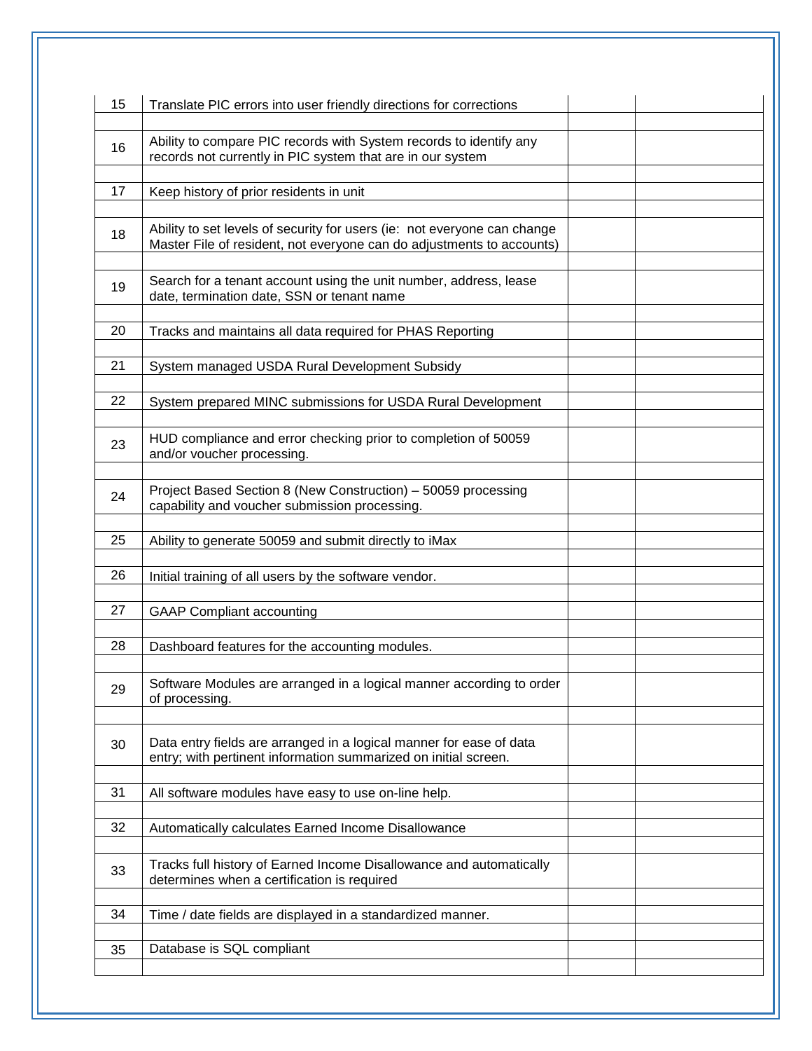| | | | |
|---|---|---|---|
| 15 | Translate PIC errors into user friendly directions for corrections | | |
| | | | |
| 16 | Ability to compare PIC records with System records to identify any records not currently in PIC system that are in our system | | |
| | | | |
| 17 | Keep history of prior residents in unit | | |
| | | | |
| 18 | Ability to set levels of security for users (ie: not everyone can change Master File of resident, not everyone can do adjustments to accounts) | | |
| | | | |
| 19 | Search for a tenant account using the unit number, address, lease date, termination date, SSN or tenant name | | |
| | | | |
| 20 | Tracks and maintains all data required for PHAS Reporting | | |
| | | | |
| 21 | System managed USDA Rural Development Subsidy | | |
| | | | |
| 22 | System prepared MINC submissions for USDA Rural Development | | |
| | | | |
| 23 | HUD compliance and error checking prior to completion of 50059 and/or voucher processing. | | |
| | | | |
| 24 | Project Based Section 8 (New Construction) – 50059 processing capability and voucher submission processing. | | |
| | | | |
| 25 | Ability to generate 50059 and submit directly to iMax | | |
| | | | |
| 26 | Initial training of all users by the software vendor. | | |
| | | | |
| 27 | GAAP Compliant accounting | | |
| | | | |
| 28 | Dashboard features for the accounting modules. | | |
| | | | |
| 29 | Software Modules are arranged in a logical manner according to order of processing. | | |
| | | | |
| 30 | Data entry fields are arranged in a logical manner for ease of data entry; with pertinent information summarized on initial screen. | | |
| | | | |
| 31 | All software modules have easy to use on-line help. | | |
| | | | |
| 32 | Automatically calculates Earned Income Disallowance | | |
| | | | |
| 33 | Tracks full history of Earned Income Disallowance and automatically determines when a certification is required | | |
| | | | |
| 34 | Time / date fields are displayed in a standardized manner. | | |
| | | | |
| 35 | Database is SQL compliant | | |
| | | | |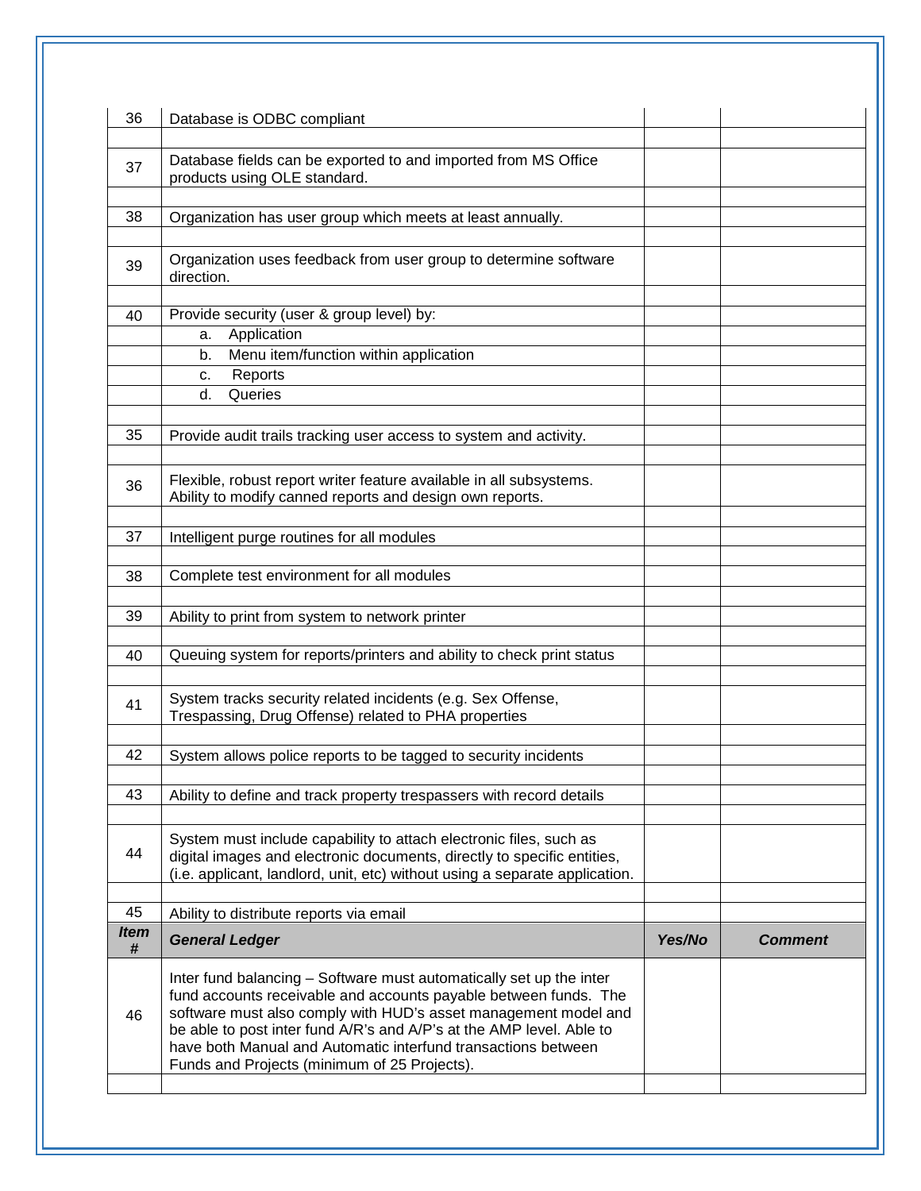| | | | |
|---|---|---|---|
| 36 | Database is ODBC compliant | | |
| | | | |
| 37 | Database fields can be exported to and imported from MS Office products using OLE standard. | | |
| | | | |
| 38 | Organization has user group which meets at least annually. | | |
| | | | |
| 39 | Organization uses feedback from user group to determine software direction. | | |
| | | | |
| 40 | Provide security (user & group level) by: | | |
| | a. Application | | |
| | b. Menu item/function within application | | |
| | c. Reports | | |
| | d. Queries | | |
| | | | |
| 35 | Provide audit trails tracking user access to system and activity. | | |
| | | | |
| 36 | Flexible, robust report writer feature available in all subsystems. Ability to modify canned reports and design own reports. | | |
| | | | |
| 37 | Intelligent purge routines for all modules | | |
| | | | |
| 38 | Complete test environment for all modules | | |
| | | | |
| 39 | Ability to print from system to network printer | | |
| | | | |
| 40 | Queuing system for reports/printers and ability to check print status | | |
| | | | |
| 41 | System tracks security related incidents (e.g. Sex Offense, Trespassing, Drug Offense) related to PHA properties | | |
| | | | |
| 42 | System allows police reports to be tagged to security incidents | | |
| | | | |
| 43 | Ability to define and track property trespassers with record details | | |
| | | | |
| 44 | System must include capability to attach electronic files, such as digital images and electronic documents, directly to specific entities, (i.e. applicant, landlord, unit, etc) without using a separate application. | | |
| | | | |
| 45 | Ability to distribute reports via email | | |
| ***Item #*** | ***General Ledger*** | ***Yes/No*** | ***Comment*** |
| 46 | Inter fund balancing – Software must automatically set up the inter fund accounts receivable and accounts payable between funds. The software must also comply with HUD's asset management model and be able to post inter fund A/R's and A/P's at the AMP level. Able to have both Manual and Automatic interfund transactions between Funds and Projects (minimum of 25 Projects). | | |
| | | | |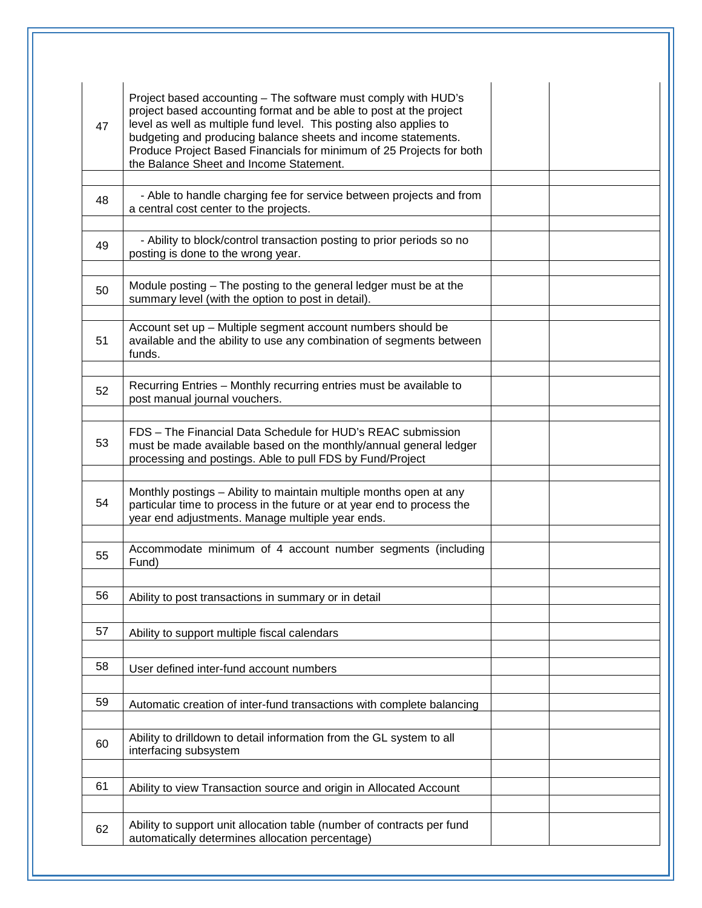| | | | |
|---|---|---|---|
| 47 | Project based accounting – The software must comply with HUD's project based accounting format and be able to post at the project level as well as multiple fund level. This posting also applies to budgeting and producing balance sheets and income statements. Produce Project Based Financials for minimum of 25 Projects for both the Balance Sheet and Income Statement. | | |
| | | | |
| 48 | - Able to handle charging fee for service between projects and from a central cost center to the projects. | | |
| | | | |
| 49 | - Ability to block/control transaction posting to prior periods so no posting is done to the wrong year. | | |
| | | | |
| 50 | Module posting – The posting to the general ledger must be at the summary level (with the option to post in detail). | | |
| | | | |
| 51 | Account set up – Multiple segment account numbers should be available and the ability to use any combination of segments between funds. | | |
| | | | |
| 52 | Recurring Entries – Monthly recurring entries must be available to post manual journal vouchers. | | |
| | | | |
| 53 | FDS – The Financial Data Schedule for HUD's REAC submission must be made available based on the monthly/annual general ledger processing and postings. Able to pull FDS by Fund/Project | | |
| | | | |
| 54 | Monthly postings – Ability to maintain multiple months open at any particular time to process in the future or at year end to process the year end adjustments. Manage multiple year ends. | | |
| | | | |
| 55 | Accommodate minimum of 4 account number segments (including Fund) | | |
| | | | |
| 56 | Ability to post transactions in summary or in detail | | |
| | | | |
| 57 | Ability to support multiple fiscal calendars | | |
| | | | |
| 58 | User defined inter-fund account numbers | | |
| | | | |
| 59 | Automatic creation of inter-fund transactions with complete balancing | | |
| | | | |
| 60 | Ability to drilldown to detail information from the GL system to all interfacing subsystem | | |
| | | | |
| 61 | Ability to view Transaction source and origin in Allocated Account | | |
| | | | |
| 62 | Ability to support unit allocation table (number of contracts per fund automatically determines allocation percentage) | | |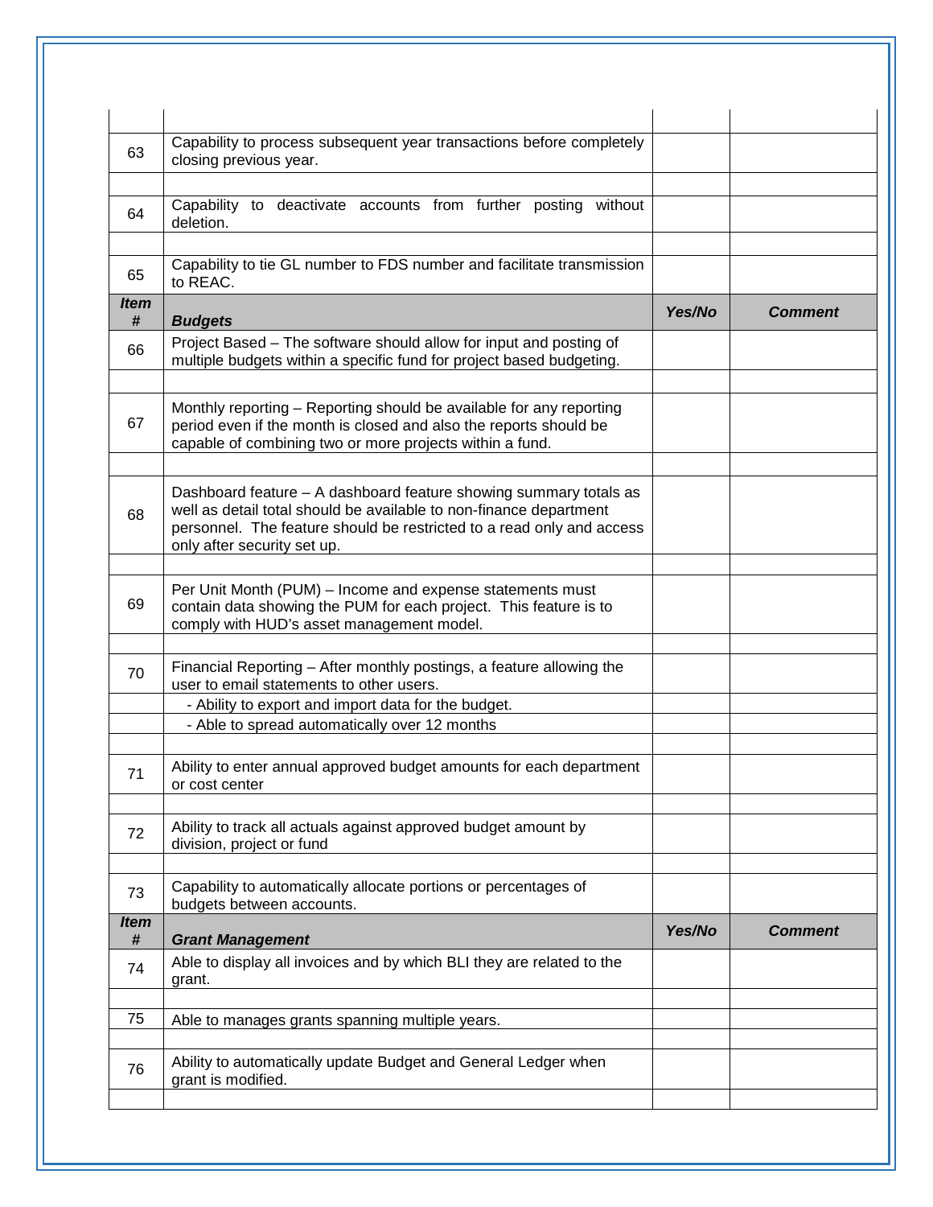| | | | |
|---|---|---|---|
| | | | |
| 63 | Capability to process subsequent year transactions before completely closing previous year. | | |
| | | | |
| 64 | Capability to deactivate accounts from further posting without deletion. | | |
| | | | |
| 65 | Capability to tie GL number to FDS number and facilitate transmission to REAC. | | |
| ***Item #*** | ***Budgets*** | ***Yes/No*** | ***Comment*** |
| 66 | Project Based – The software should allow for input and posting of multiple budgets within a specific fund for project based budgeting. | | |
| | | | |
| 67 | Monthly reporting – Reporting should be available for any reporting period even if the month is closed and also the reports should be capable of combining two or more projects within a fund. | | |
| | | | |
| 68 | Dashboard feature – A dashboard feature showing summary totals as well as detail total should be available to non-finance department personnel. The feature should be restricted to a read only and access only after security set up. | | |
| | | | |
| 69 | Per Unit Month (PUM) – Income and expense statements must contain data showing the PUM for each project. This feature is to comply with HUD's asset management model. | | |
| | | | |
| 70 | Financial Reporting – After monthly postings, a feature allowing the user to email statements to other users. | | |
| | - Ability to export and import data for the budget. | | |
| | - Able to spread automatically over 12 months | | |
| | | | |
| 71 | Ability to enter annual approved budget amounts for each department or cost center | | |
| | | | |
| 72 | Ability to track all actuals against approved budget amount by division, project or fund | | |
| | | | |
| 73 | Capability to automatically allocate portions or percentages of budgets between accounts. | | |
| ***Item #*** | ***Grant Management*** | ***Yes/No*** | ***Comment*** |
| 74 | Able to display all invoices and by which BLI they are related to the grant. | | |
| | | | |
| 75 | Able to manages grants spanning multiple years. | | |
| | | | |
| 76 | Ability to automatically update Budget and General Ledger when grant is modified. | | |
| | | | |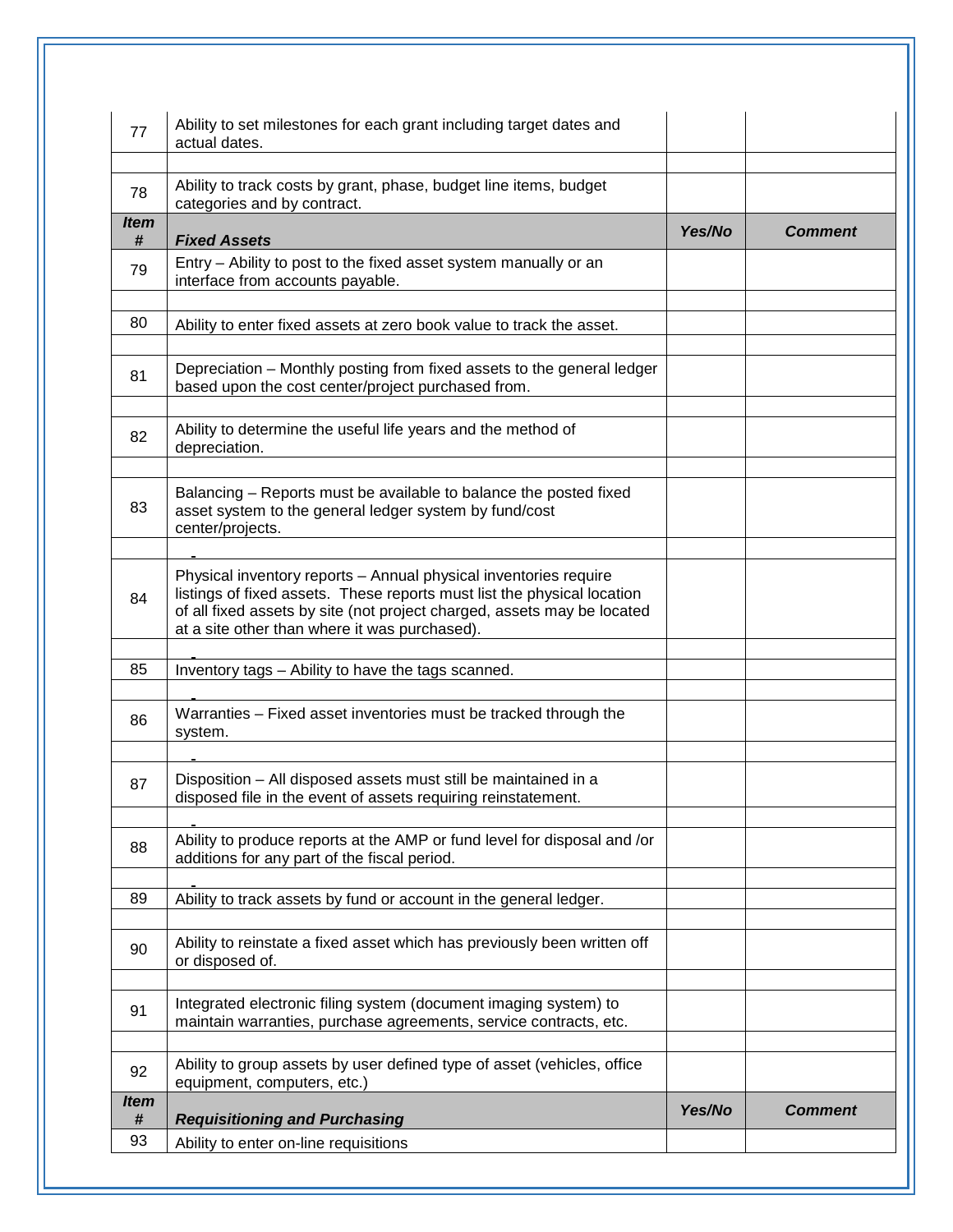| 77 | Ability to set milestones for each grant including target dates and actual dates. | | |
|---|---|---|---|
| | | | |
| 78 | Ability to track costs by grant, phase, budget line items, budget categories and by contract. | | |
| ***Item #*** | ***Fixed Assets*** | ***Yes/No*** | ***Comment*** |
| 79 | Entry – Ability to post to the fixed asset system manually or an interface from accounts payable. | | |
| | | | |
| 80 | Ability to enter fixed assets at zero book value to track the asset. | | |
| | | | |
| 81 | Depreciation – Monthly posting from fixed assets to the general ledger based upon the cost center/project purchased from. | | |
| | | | |
| 82 | Ability to determine the useful life years and the method of depreciation. | | |
| | | | |
| 83 | Balancing – Reports must be available to balance the posted fixed asset system to the general ledger system by fund/cost center/projects. | | |
| | | | |
| 84 | Physical inventory reports – Annual physical inventories require listings of fixed assets. These reports must list the physical location of all fixed assets by site (not project charged, assets may be located at a site other than where it was purchased). | | |
| | | | |
| 85 | Inventory tags – Ability to have the tags scanned. | | |
| | | | |
| 86 | Warranties – Fixed asset inventories must be tracked through the system. | | |
| | | | |
| 87 | Disposition – All disposed assets must still be maintained in a disposed file in the event of assets requiring reinstatement. | | |
| | | | |
| 88 | Ability to produce reports at the AMP or fund level for disposal and /or additions for any part of the fiscal period. | | |
| | | | |
| 89 | Ability to track assets by fund or account in the general ledger. | | |
| | | | |
| 90 | Ability to reinstate a fixed asset which has previously been written off or disposed of. | | |
| | | | |
| 91 | Integrated electronic filing system (document imaging system) to maintain warranties, purchase agreements, service contracts, etc. | | |
| | | | |
| 92 | Ability to group assets by user defined type of asset (vehicles, office equipment, computers, etc.) | | |
| ***Item #*** | ***Requisitioning and Purchasing*** | ***Yes/No*** | ***Comment*** |
| 93 | Ability to enter on-line requisitions | | |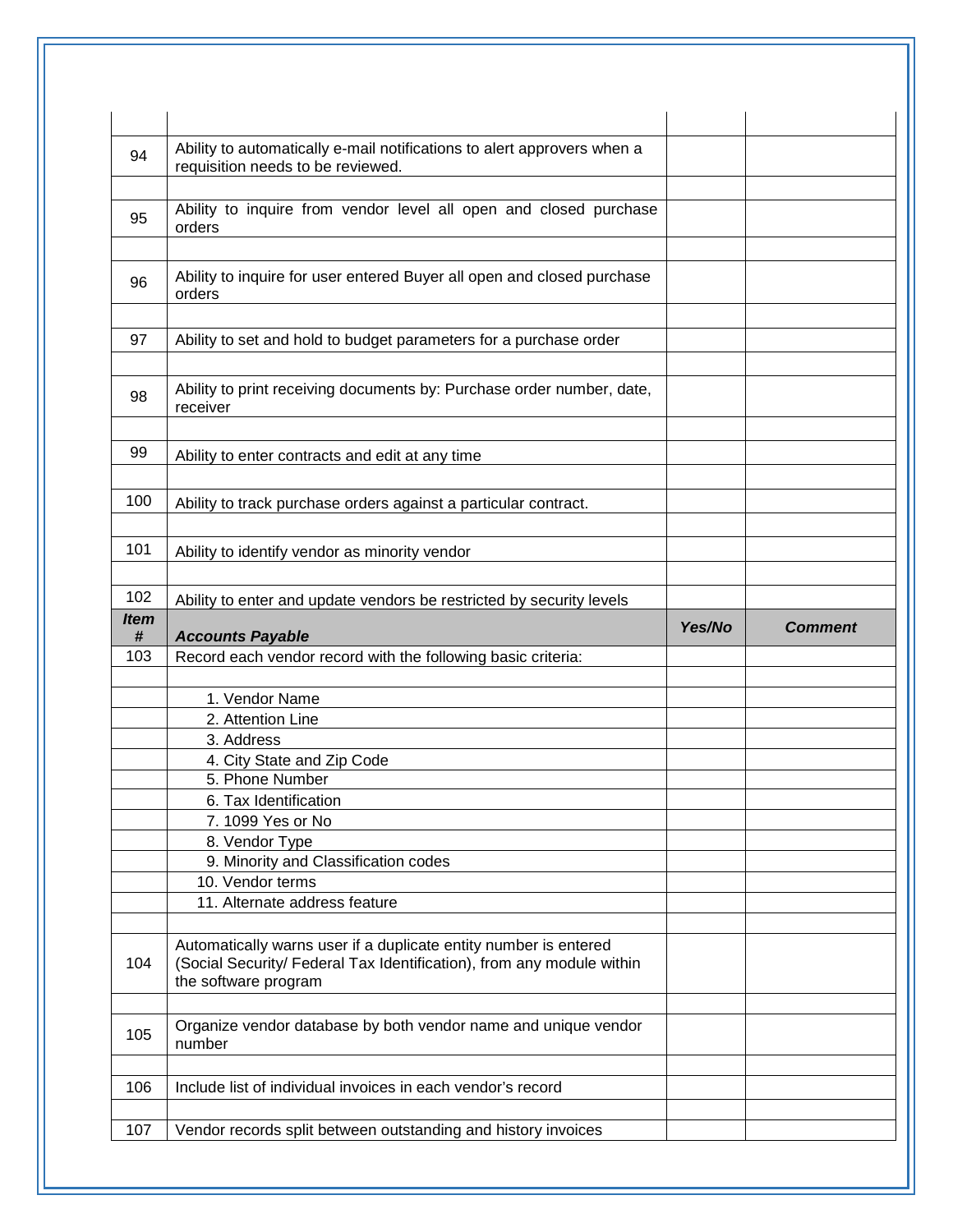| | | | |
|---|---|---|---|
| | | | |
| 94 | Ability to automatically e-mail notifications to alert approvers when a requisition needs to be reviewed. | | |
| | | | |
| 95 | Ability to inquire from vendor level all open and closed purchase orders | | |
| | | | |
| 96 | Ability to inquire for user entered Buyer all open and closed purchase orders | | |
| | | | |
| 97 | Ability to set and hold to budget parameters for a purchase order | | |
| | | | |
| 98 | Ability to print receiving documents by: Purchase order number, date, receiver | | |
| | | | |
| 99 | Ability to enter contracts and edit at any time | | |
| | | | |
| 100 | Ability to track purchase orders against a particular contract. | | |
| | | | |
| 101 | Ability to identify vendor as minority vendor | | |
| | | | |
| 102 | Ability to enter and update vendors be restricted by security levels | | |
| ***Item #*** | ***Accounts Payable*** | ***Yes/No*** | ***Comment*** |
| 103 | Record each vendor record with the following basic criteria: | | |
| | | | |
| | 1. Vendor Name | | |
| | 2. Attention Line | | |
| | 3. Address | | |
| | 4. City State and Zip Code | | |
| | 5. Phone Number | | |
| | 6. Tax Identification | | |
| | 7. 1099 Yes or No | | |
| | 8. Vendor Type | | |
| | 9. Minority and Classification codes | | |
| | 10. Vendor terms | | |
| | 11. Alternate address feature | | |
| | | | |
| 104 | Automatically warns user if a duplicate entity number is entered (Social Security/ Federal Tax Identification), from any module within the software program | | |
| | | | |
| 105 | Organize vendor database by both vendor name and unique vendor number | | |
| | | | |
| 106 | Include list of individual invoices in each vendor's record | | |
| | | | |
| 107 | Vendor records split between outstanding and history invoices | | |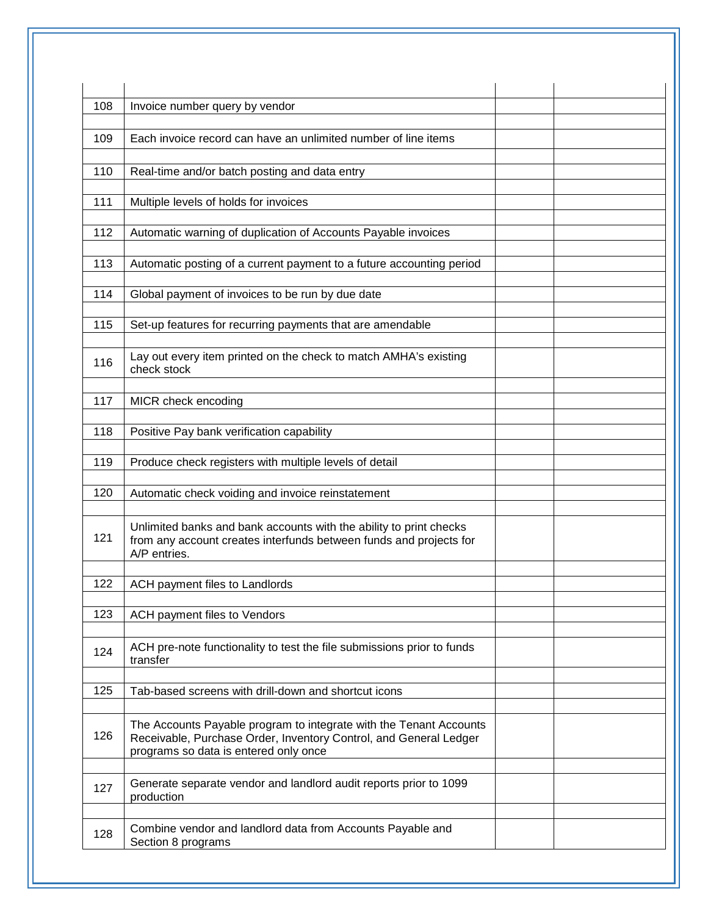| | | | |
|---|---|---|---|
| 108 | Invoice number query by vendor | | |
| | | | |
| 109 | Each invoice record can have an unlimited number of line items | | |
| | | | |
| 110 | Real-time and/or batch posting and data entry | | |
| | | | |
| 111 | Multiple levels of holds for invoices | | |
| | | | |
| 112 | Automatic warning of duplication of Accounts Payable invoices | | |
| | | | |
| 113 | Automatic posting of a current payment to a future accounting period | | |
| | | | |
| 114 | Global payment of invoices to be run by due date | | |
| | | | |
| 115 | Set-up features for recurring payments that are amendable | | |
| | | | |
| 116 | Lay out every item printed on the check to match AMHA's existing check stock | | |
| | | | |
| 117 | MICR check encoding | | |
| | | | |
| 118 | Positive Pay bank verification capability | | |
| | | | |
| 119 | Produce check registers with multiple levels of detail | | |
| | | | |
| 120 | Automatic check voiding and invoice reinstatement | | |
| | | | |
| 121 | Unlimited banks and bank accounts with the ability to print checks from any account creates interfunds between funds and projects for A/P entries. | | |
| | | | |
| 122 | ACH payment files to Landlords | | |
| | | | |
| 123 | ACH payment files to Vendors | | |
| | | | |
| 124 | ACH pre-note functionality to test the file submissions prior to funds transfer | | |
| | | | |
| 125 | Tab-based screens with drill-down and shortcut icons | | |
| | | | |
| 126 | The Accounts Payable program to integrate with the Tenant Accounts Receivable, Purchase Order, Inventory Control, and General Ledger programs so data is entered only once | | |
| | | | |
| 127 | Generate separate vendor and landlord audit reports prior to 1099 production | | |
| | | | |
| 128 | Combine vendor and landlord data from Accounts Payable and Section 8 programs | | |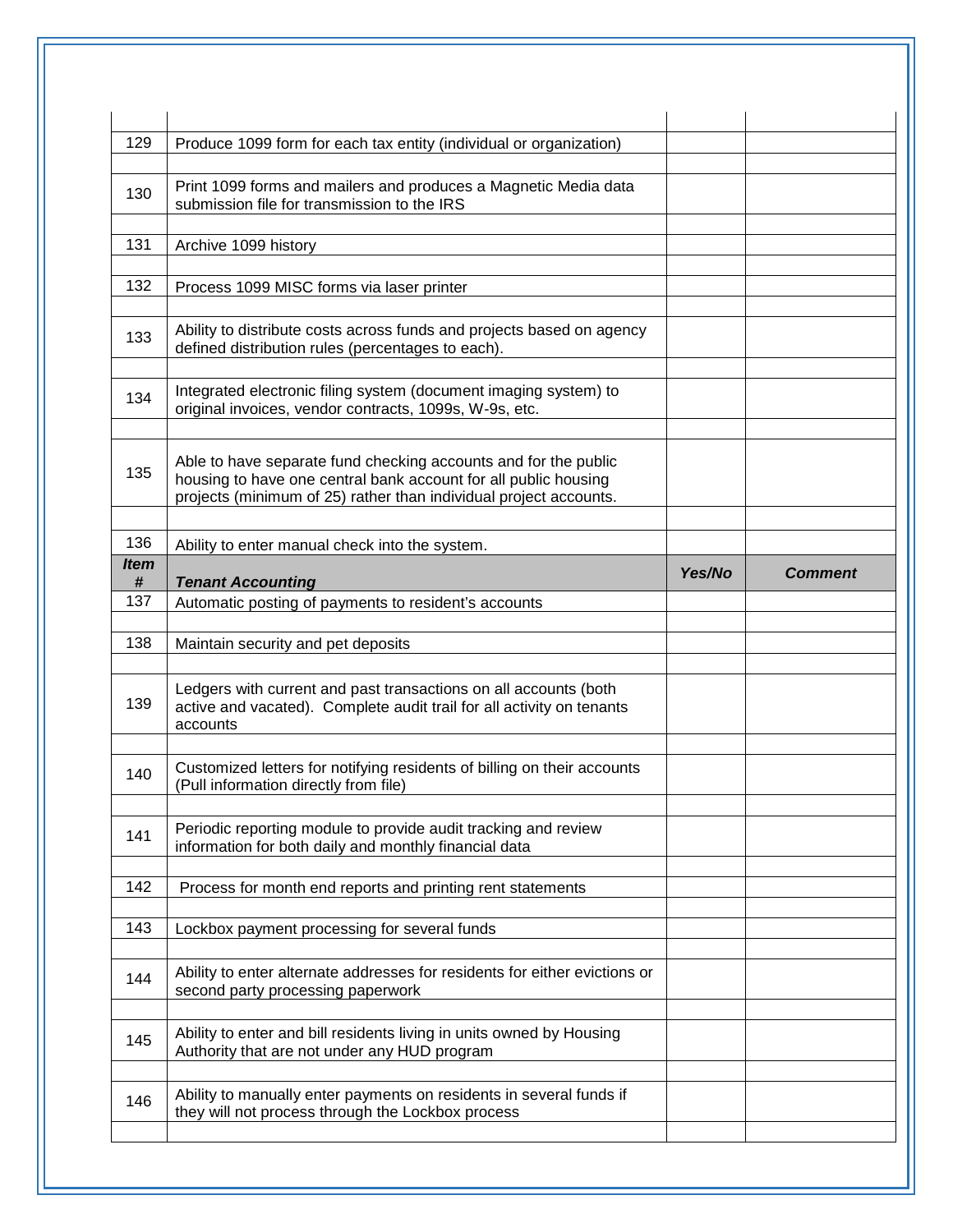| | | | |
|---|---|---|---|
| 129 | Produce 1099 form for each tax entity (individual or organization) | | |
| 130 | Print 1099 forms and mailers and produces a Magnetic Media data submission file for transmission to the IRS | | |
| 131 | Archive 1099 history | | |
| 132 | Process 1099 MISC forms via laser printer | | |
| 133 | Ability to distribute costs across funds and projects based on agency defined distribution rules (percentages to each). | | |
| 134 | Integrated electronic filing system (document imaging system) to original invoices, vendor contracts, 1099s, W-9s, etc. | | |
| 135 | Able to have separate fund checking accounts and for the public housing to have one central bank account for all public housing projects (minimum of 25) rather than individual project accounts. | | |
| 136 | Ability to enter manual check into the system. | | |
| ***Item #*** | ***Tenant Accounting*** | ***Yes/No*** | ***Comment*** |
| 137 | Automatic posting of payments to resident's accounts | | |
| 138 | Maintain security and pet deposits | | |
| 139 | Ledgers with current and past transactions on all accounts (both active and vacated). Complete audit trail for all activity on tenants accounts | | |
| 140 | Customized letters for notifying residents of billing on their accounts (Pull information directly from file) | | |
| 141 | Periodic reporting module to provide audit tracking and review information for both daily and monthly financial data | | |
| 142 | Process for month end reports and printing rent statements | | |
| 143 | Lockbox payment processing for several funds | | |
| 144 | Ability to enter alternate addresses for residents for either evictions or second party processing paperwork | | |
| 145 | Ability to enter and bill residents living in units owned by Housing Authority that are not under any HUD program | | |
| 146 | Ability to manually enter payments on residents in several funds if they will not process through the Lockbox process | | |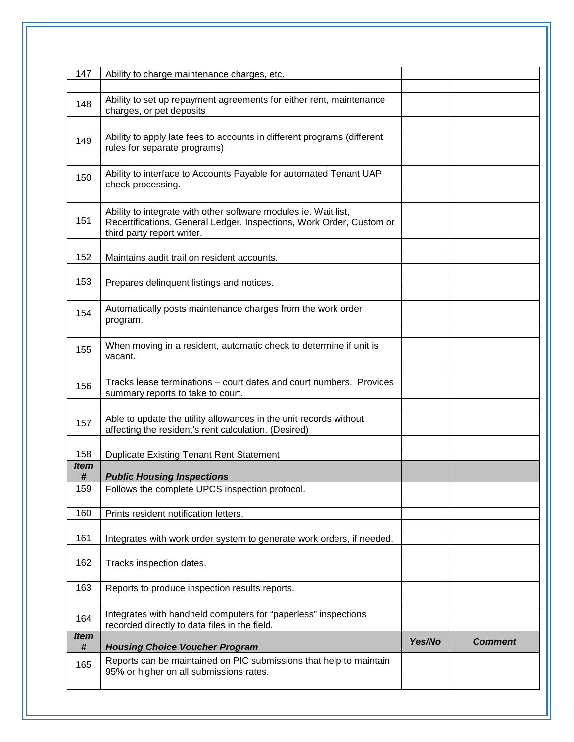| | | | |
|---|---|---|---|
| 147 | Ability to charge maintenance charges, etc. | | |
| | | | |
| 148 | Ability to set up repayment agreements for either rent, maintenance charges, or pet deposits | | |
| | | | |
| 149 | Ability to apply late fees to accounts in different programs (different rules for separate programs) | | |
| | | | |
| 150 | Ability to interface to Accounts Payable for automated Tenant UAP check processing. | | |
| | | | |
| 151 | Ability to integrate with other software modules ie. Wait list, Recertifications, General Ledger, Inspections, Work Order, Custom or third party report writer. | | |
| | | | |
| 152 | Maintains audit trail on resident accounts. | | |
| | | | |
| 153 | Prepares delinquent listings and notices. | | |
| | | | |
| 154 | Automatically posts maintenance charges from the work order program. | | |
| | | | |
| 155 | When moving in a resident, automatic check to determine if unit is vacant. | | |
| | | | |
| 156 | Tracks lease terminations – court dates and court numbers. Provides summary reports to take to court. | | |
| | | | |
| 157 | Able to update the utility allowances in the unit records without affecting the resident's rent calculation. (Desired) | | |
| | | | |
| 158 | Duplicate Existing Tenant Rent Statement | | |
| ***Item #*** | ***Public Housing Inspections*** | | |
| 159 | Follows the complete UPCS inspection protocol. | | |
| | | | |
| 160 | Prints resident notification letters. | | |
| | | | |
| 161 | Integrates with work order system to generate work orders, if needed. | | |
| | | | |
| 162 | Tracks inspection dates. | | |
| | | | |
| 163 | Reports to produce inspection results reports. | | |
| | | | |
| 164 | Integrates with handheld computers for "paperless" inspections recorded directly to data files in the field. | | |
| ***Item #*** | ***Housing Choice Voucher Program*** | ***Yes/No*** | ***Comment*** |
| 165 | Reports can be maintained on PIC submissions that help to maintain 95% or higher on all submissions rates. | | |
| | | | |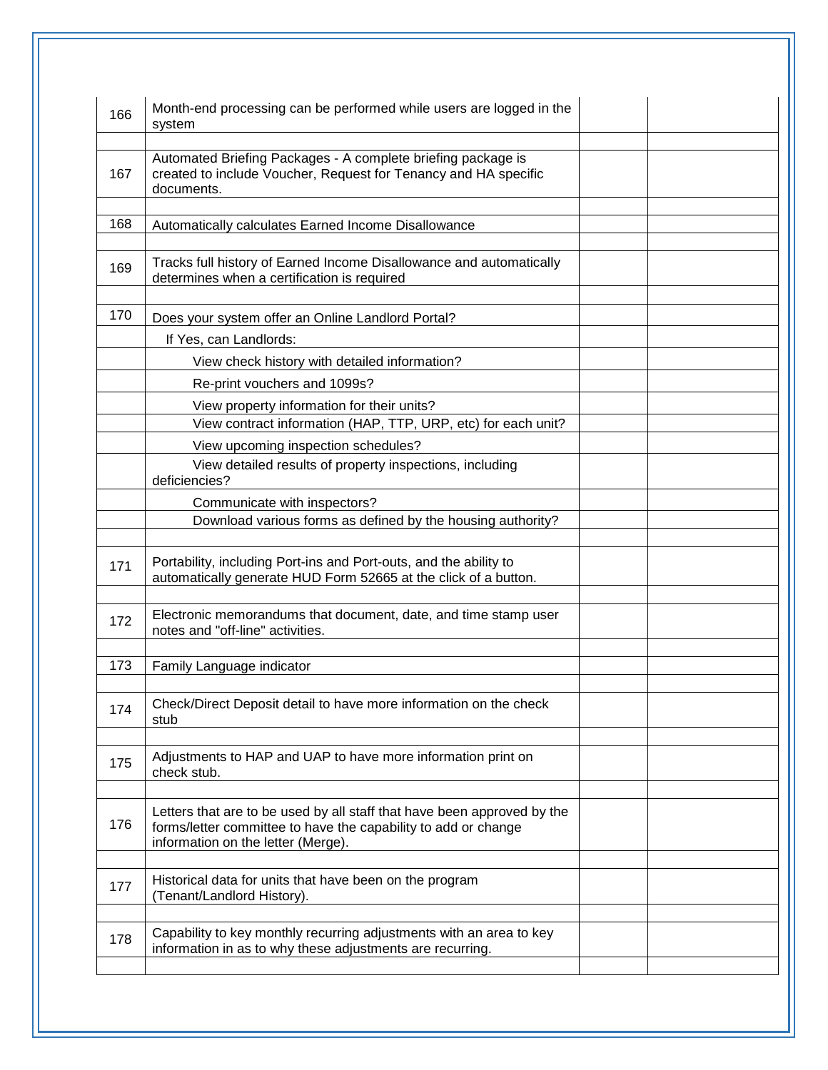| | | | |
|---|---|---|---|
| 166 | Month-end processing can be performed while users are logged in the system | | |
| | | | |
| 167 | Automated Briefing Packages - A complete briefing package is created to include Voucher, Request for Tenancy and HA specific documents. | | |
| | | | |
| 168 | Automatically calculates Earned Income Disallowance | | |
| | | | |
| 169 | Tracks full history of Earned Income Disallowance and automatically determines when a certification is required | | |
| | | | |
| 170 | Does your system offer an Online Landlord Portal? | | |
| | If Yes, can Landlords: | | |
| | View check history with detailed information? | | |
| | Re-print vouchers and 1099s? | | |
| | View property information for their units? | | |
| | View contract information (HAP, TTP, URP, etc) for each unit? | | |
| | View upcoming inspection schedules? | | |
| | View detailed results of property inspections, including deficiencies? | | |
| | Communicate with inspectors? | | |
| | Download various forms as defined by the housing authority? | | |
| | | | |
| 171 | Portability, including Port-ins and Port-outs, and the ability to automatically generate HUD Form 52665 at the click of a button. | | |
| | | | |
| 172 | Electronic memorandums that document, date, and time stamp user notes and "off-line" activities. | | |
| | | | |
| 173 | Family Language indicator | | |
| | | | |
| 174 | Check/Direct Deposit detail to have more information on the check stub | | |
| | | | |
| 175 | Adjustments to HAP and UAP to have more information print on check stub. | | |
| | | | |
| 176 | Letters that are to be used by all staff that have been approved by the forms/letter committee to have the capability to add or change information on the letter (Merge). | | |
| | | | |
| 177 | Historical data for units that have been on the program (Tenant/Landlord History). | | |
| | | | |
| 178 | Capability to key monthly recurring adjustments with an area to key information in as to why these adjustments are recurring. | | |
| | | | |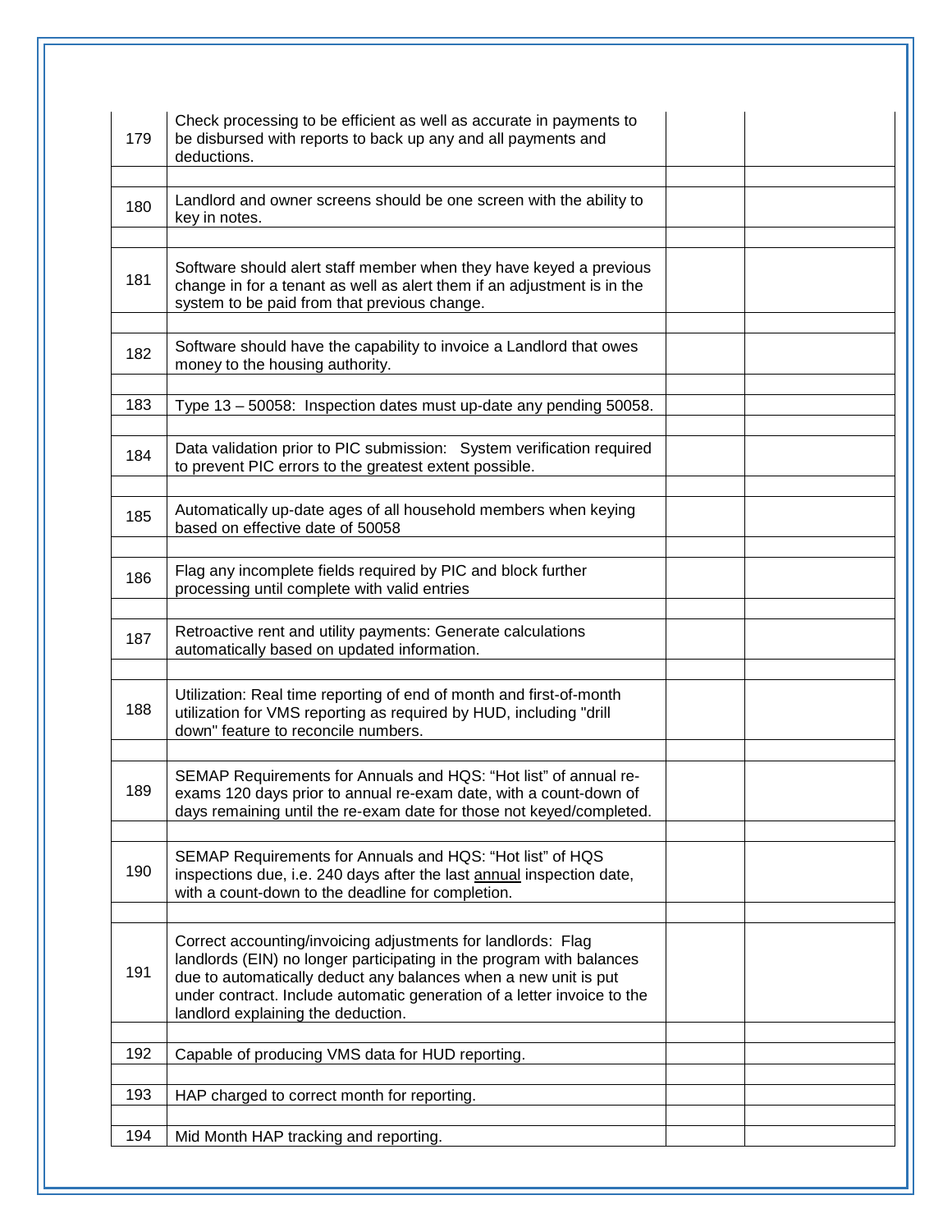| | | | |
|---|---|---|---|
| 179 | Check processing to be efficient as well as accurate in payments to be disbursed with reports to back up any and all payments and deductions. | | |
| | | | |
| 180 | Landlord and owner screens should be one screen with the ability to key in notes. | | |
| | | | |
| 181 | Software should alert staff member when they have keyed a previous change in for a tenant as well as alert them if an adjustment is in the system to be paid from that previous change. | | |
| | | | |
| 182 | Software should have the capability to invoice a Landlord that owes money to the housing authority. | | |
| | | | |
| 183 | Type 13 – 50058: Inspection dates must up-date any pending 50058. | | |
| | | | |
| 184 | Data validation prior to PIC submission: System verification required to prevent PIC errors to the greatest extent possible. | | |
| | | | |
| 185 | Automatically up-date ages of all household members when keying based on effective date of 50058 | | |
| | | | |
| 186 | Flag any incomplete fields required by PIC and block further processing until complete with valid entries | | |
| | | | |
| 187 | Retroactive rent and utility payments: Generate calculations automatically based on updated information. | | |
| | | | |
| 188 | Utilization: Real time reporting of end of month and first-of-month utilization for VMS reporting as required by HUD, including "drill down" feature to reconcile numbers. | | |
| | | | |
| 189 | SEMAP Requirements for Annuals and HQS: "Hot list" of annual re-exams 120 days prior to annual re-exam date, with a count-down of days remaining until the re-exam date for those not keyed/completed. | | |
| | | | |
| 190 | SEMAP Requirements for Annuals and HQS: "Hot list" of HQS inspections due, i.e. 240 days after the last <u>annual</u> inspection date, with a count-down to the deadline for completion. | | |
| | | | |
| 191 | Correct accounting/invoicing adjustments for landlords: Flag landlords (EIN) no longer participating in the program with balances due to automatically deduct any balances when a new unit is put under contract. Include automatic generation of a letter invoice to the landlord explaining the deduction. | | |
| | | | |
| 192 | Capable of producing VMS data for HUD reporting. | | |
| | | | |
| 193 | HAP charged to correct month for reporting. | | |
| | | | |
| 194 | Mid Month HAP tracking and reporting. | | |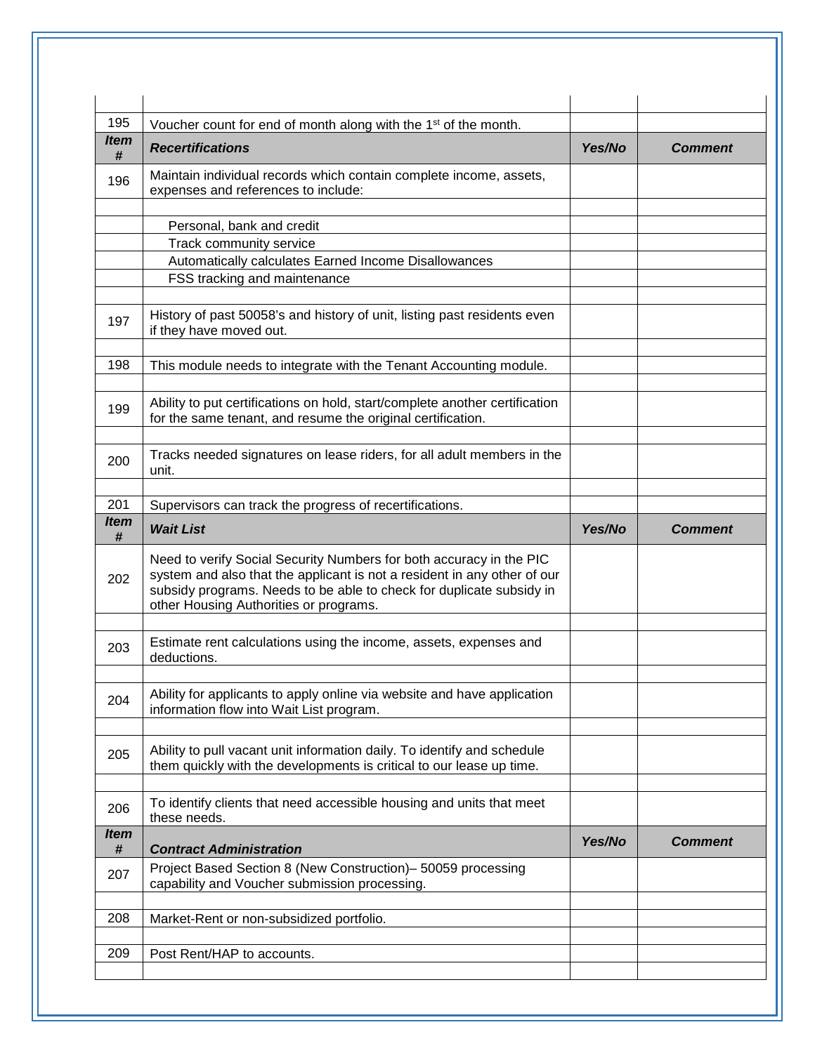| Item # | | Yes/No | Comment |
|---|---|---|---|
| | | | |
| 195 | Voucher count for end of month along with the 1st of the month. | | |
| ***Item #*** | ***Recertifications*** | ***Yes/No*** | ***Comment*** |
| 196 | Maintain individual records which contain complete income, assets, expenses and references to include: | | |
| | | | |
| | Personal, bank and credit | | |
| | Track community service | | |
| | Automatically calculates Earned Income Disallowances | | |
| | FSS tracking and maintenance | | |
| | | | |
| 197 | History of past 50058's and history of unit, listing past residents even if they have moved out. | | |
| | | | |
| 198 | This module needs to integrate with the Tenant Accounting module. | | |
| | | | |
| 199 | Ability to put certifications on hold, start/complete another certification for the same tenant, and resume the original certification. | | |
| | | | |
| 200 | Tracks needed signatures on lease riders, for all adult members in the unit. | | |
| | | | |
| 201 | Supervisors can track the progress of recertifications. | | |
| ***Item #*** | ***Wait List*** | ***Yes/No*** | ***Comment*** |
| 202 | Need to verify Social Security Numbers for both accuracy in the PIC system and also that the applicant is not a resident in any other of our subsidy programs. Needs to be able to check for duplicate subsidy in other Housing Authorities or programs. | | |
| | | | |
| 203 | Estimate rent calculations using the income, assets, expenses and deductions. | | |
| | | | |
| 204 | Ability for applicants to apply online via website and have application information flow into Wait List program. | | |
| | | | |
| 205 | Ability to pull vacant unit information daily. To identify and schedule them quickly with the developments is critical to our lease up time. | | |
| | | | |
| 206 | To identify clients that need accessible housing and units that meet these needs. | | |
| ***Item #*** | ***Contract Administration*** | ***Yes/No*** | ***Comment*** |
| 207 | Project Based Section 8 (New Construction)– 50059 processing capability and Voucher submission processing. | | |
| | | | |
| 208 | Market-Rent or non-subsidized portfolio. | | |
| | | | |
| 209 | Post Rent/HAP to accounts. | | |
| | | | |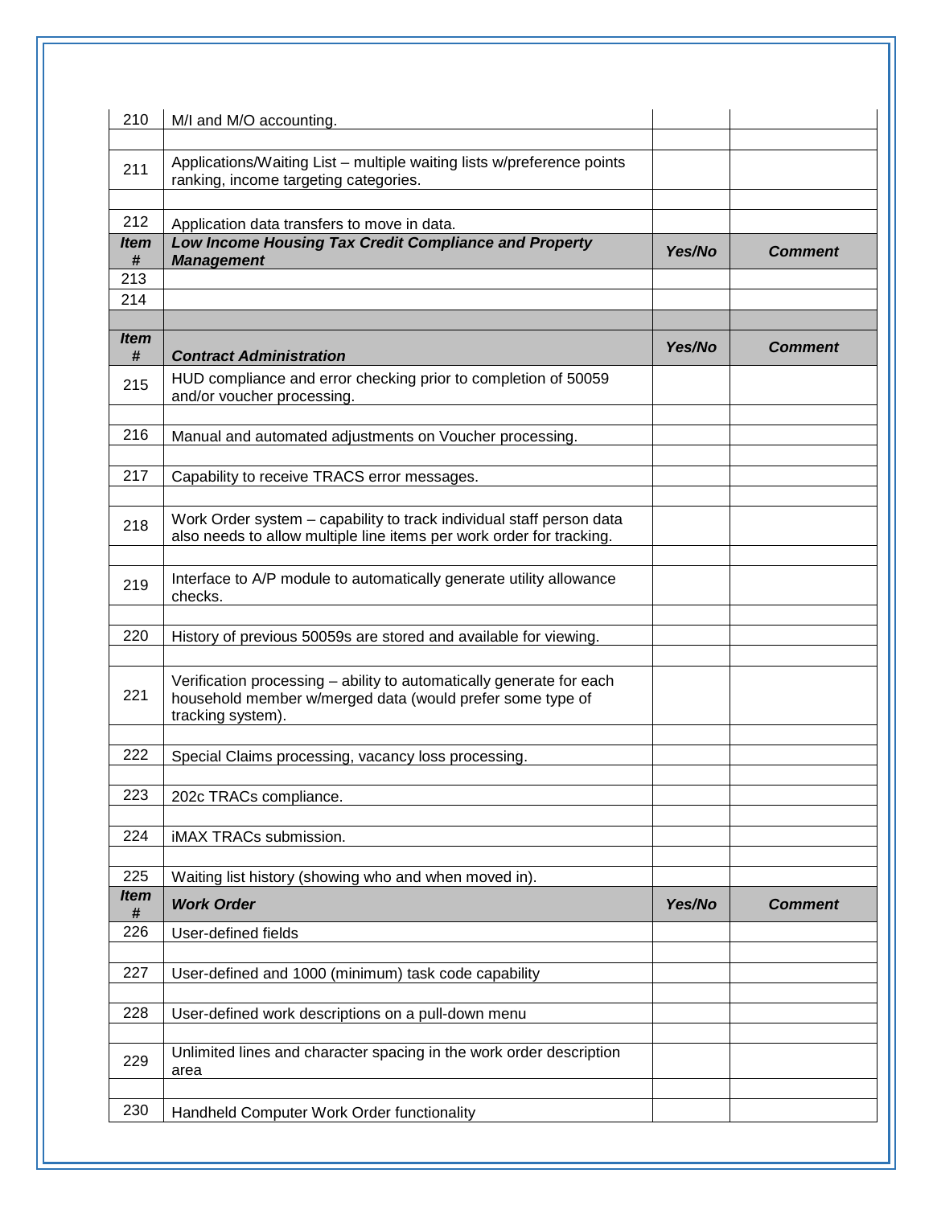| Item # | Description | Yes/No | Comment |
|---|---|---|---|
| 210 | M/I and M/O accounting. | | |
| | | | |
| 211 | Applications/Waiting List – multiple waiting lists w/preference points ranking, income targeting categories. | | |
| | | | |
| 212 | Application data transfers to move in data. | | |
| **Item #** | **Low Income Housing Tax Credit Compliance and Property Management** | **Yes/No** | **Comment** |
| 213 | | | |
| 214 | | | |
| | | | |
| **Item #** | **Contract Administration** | **Yes/No** | **Comment** |
| 215 | HUD compliance and error checking prior to completion of 50059 and/or voucher processing. | | |
| | | | |
| 216 | Manual and automated adjustments on Voucher processing. | | |
| | | | |
| 217 | Capability to receive TRACS error messages. | | |
| | | | |
| 218 | Work Order system – capability to track individual staff person data also needs to allow multiple line items per work order for tracking. | | |
| | | | |
| 219 | Interface to A/P module to automatically generate utility allowance checks. | | |
| | | | |
| 220 | History of previous 50059s are stored and available for viewing. | | |
| | | | |
| 221 | Verification processing – ability to automatically generate for each household member w/merged data (would prefer some type of tracking system). | | |
| | | | |
| 222 | Special Claims processing, vacancy loss processing. | | |
| | | | |
| 223 | 202c TRACs compliance. | | |
| | | | |
| 224 | iMAX TRACs submission. | | |
| | | | |
| 225 | Waiting list history (showing who and when moved in). | | |
| **Item #** | **Work Order** | **Yes/No** | **Comment** |
| 226 | User-defined fields | | |
| | | | |
| 227 | User-defined and 1000 (minimum) task code capability | | |
| | | | |
| 228 | User-defined work descriptions on a pull-down menu | | |
| | | | |
| 229 | Unlimited lines and character spacing in the work order description area | | |
| | | | |
| 230 | Handheld Computer Work Order functionality | | |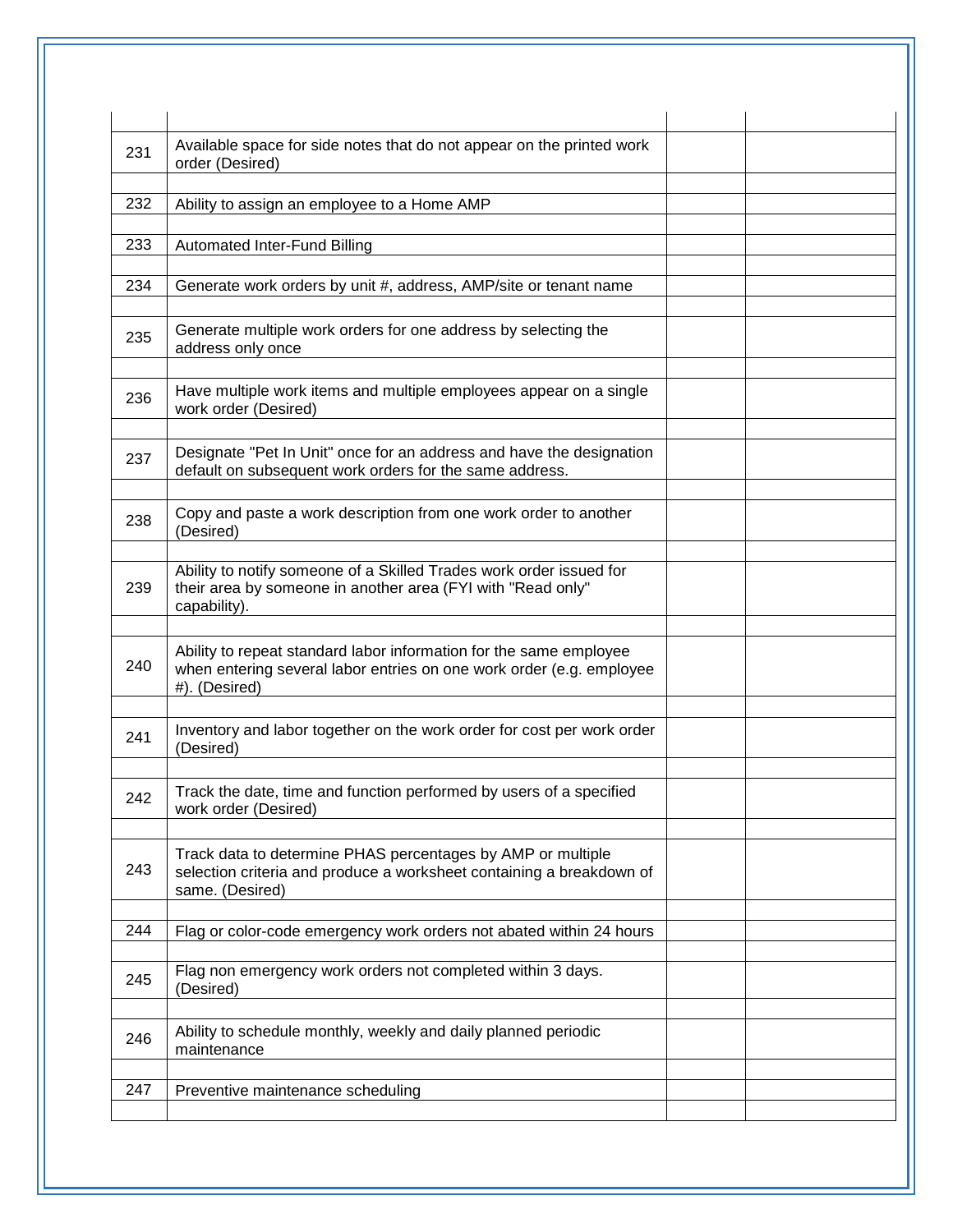| | | | |
|---|---|---|---|
| 231 | Available space for side notes that do not appear on the printed work order (Desired) | | |
| | | | |
| 232 | Ability to assign an employee to a Home AMP | | |
| | | | |
| 233 | Automated Inter-Fund Billing | | |
| | | | |
| 234 | Generate work orders by unit #, address, AMP/site or tenant name | | |
| | | | |
| 235 | Generate multiple work orders for one address by selecting the address only once | | |
| | | | |
| 236 | Have multiple work items and multiple employees appear on a single work order (Desired) | | |
| | | | |
| 237 | Designate "Pet In Unit" once for an address and have the designation default on subsequent work orders for the same address. | | |
| | | | |
| 238 | Copy and paste a work description from one work order to another (Desired) | | |
| | | | |
| 239 | Ability to notify someone of a Skilled Trades work order issued for their area by someone in another area (FYI with "Read only" capability). | | |
| | | | |
| 240 | Ability to repeat standard labor information for the same employee when entering several labor entries on one work order (e.g. employee #). (Desired) | | |
| | | | |
| 241 | Inventory and labor together on the work order for cost per work order (Desired) | | |
| | | | |
| 242 | Track the date, time and function performed by users of a specified work order (Desired) | | |
| | | | |
| 243 | Track data to determine PHAS percentages by AMP or multiple selection criteria and produce a worksheet containing a breakdown of same. (Desired) | | |
| | | | |
| 244 | Flag or color-code emergency work orders not abated within 24 hours | | |
| | | | |
| 245 | Flag non emergency work orders not completed within 3 days. (Desired) | | |
| | | | |
| 246 | Ability to schedule monthly, weekly and daily planned periodic maintenance | | |
| | | | |
| 247 | Preventive maintenance scheduling | | |
| | | | |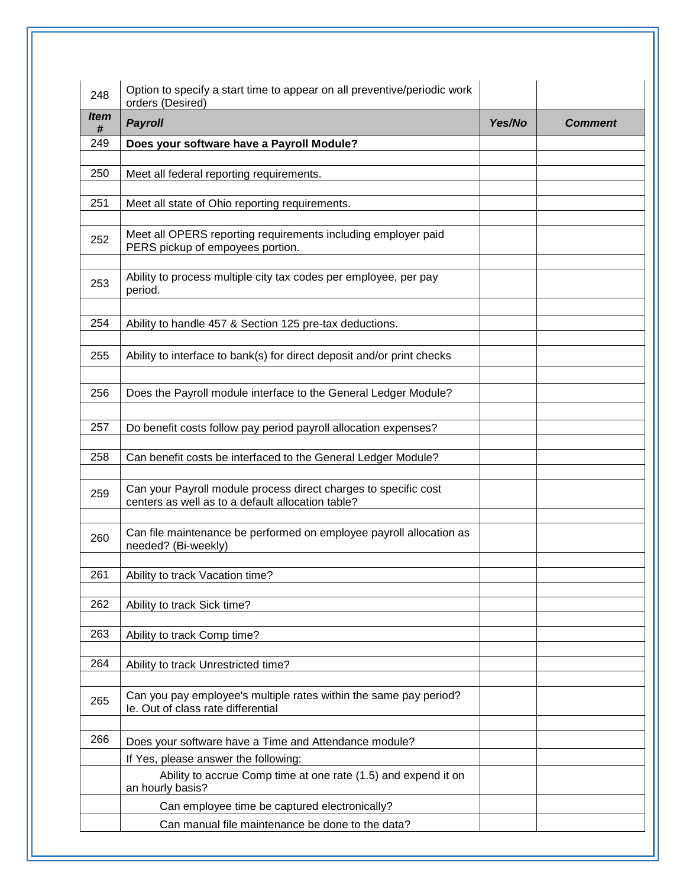| 248 | Option to specify a start time to appear on all preventive/periodic work orders (Desired) | | |
|---|---|---|---|
| ***Item #*** | ***Payroll*** | ***Yes/No*** | ***Comment*** |
| 249 | **Does your software have a Payroll Module?** | | |
| | | | |
| 250 | Meet all federal reporting requirements. | | |
| | | | |
| 251 | Meet all state of Ohio reporting requirements. | | |
| | | | |
| 252 | Meet all OPERS reporting requirements including employer paid PERS pickup of empoyees portion. | | |
| | | | |
| 253 | Ability to process multiple city tax codes per employee, per pay period. | | |
| | | | |
| 254 | Ability to handle 457 & Section 125 pre-tax deductions. | | |
| | | | |
| 255 | Ability to interface to bank(s) for direct deposit and/or print checks | | |
| | | | |
| 256 | Does the Payroll module interface to the General Ledger Module? | | |
| | | | |
| 257 | Do benefit costs follow pay period payroll allocation expenses? | | |
| | | | |
| 258 | Can benefit costs be interfaced to the General Ledger Module? | | |
| | | | |
| 259 | Can your Payroll module process direct charges to specific cost centers as well as to a default allocation table? | | |
| | | | |
| 260 | Can file maintenance be performed on employee payroll allocation as needed? (Bi-weekly) | | |
| | | | |
| 261 | Ability to track Vacation time? | | |
| | | | |
| 262 | Ability to track Sick time? | | |
| | | | |
| 263 | Ability to track Comp time? | | |
| | | | |
| 264 | Ability to track Unrestricted time? | | |
| | | | |
| 265 | Can you pay employee's multiple rates within the same pay period? Ie. Out of class rate differential | | |
| | | | |
| 266 | Does your software have a Time and Attendance module? | | |
| | If Yes, please answer the following: | | |
| | Ability to accrue Comp time at one rate (1.5) and expend it on an hourly basis? | | |
| | Can employee time be captured electronically? | | |
| | Can manual file maintenance be done to the data? | | |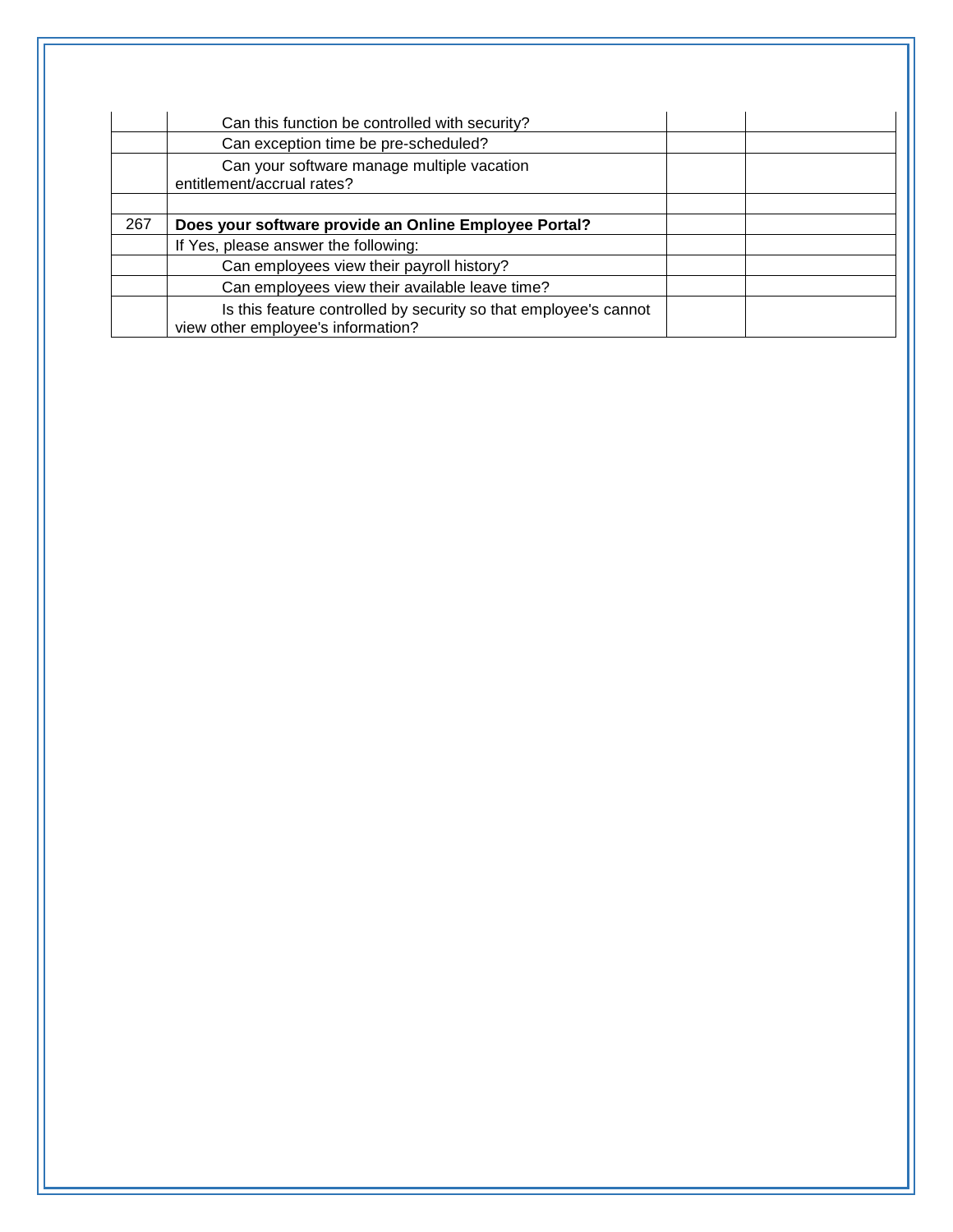| | | | |
|---|---|---|---|
| | Can this function be controlled with security? | | |
| | Can exception time be pre-scheduled? | | |
| | Can your software manage multiple vacation entitlement/accrual rates? | | |
| | | | |
| 267 | **Does your software provide an Online Employee Portal?** | | |
| | If Yes, please answer the following: | | |
| | Can employees view their payroll history? | | |
| | Can employees view their available leave time? | | |
| | Is this feature controlled by security so that employee's cannot view other employee's information? | | |